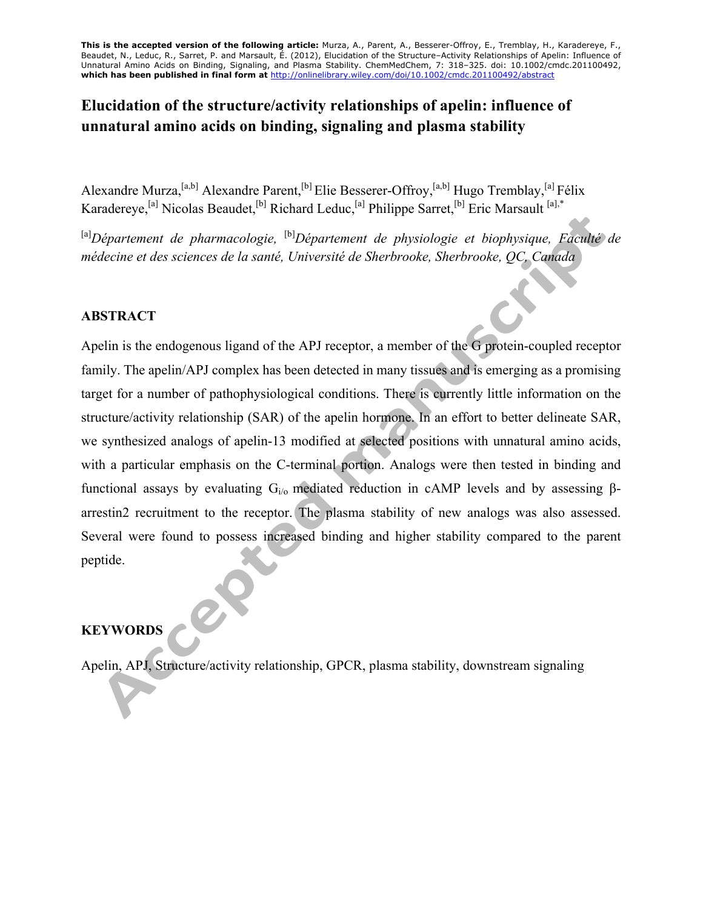**This is the accepted version of the following article:** Murza, A., Parent, A., Besserer-Offroy, E., Tremblay, H., Karadereye, F., Beaudet, N., Leduc, R., Sarret, P. and Marsault, É. (2012), Elucidation of the Structure–Activity Relationships of Apelin: Influence of Unnatural Amino Acids on Binding, Signaling, and Plasma Stability. ChemMedChem, 7: 318–325. doi: 10.1002/cmdc.201100492, **which has been published in final form at** http://onlinelibrary.wiley.com/doi/10.1002/cmdc.201100492/abstract

# Elucidation of the structure/activity relationships of apelin: influence of unnatural amino acids on binding, signaling and plasma stability

Alexandre Murza,[a,b] Alexandre Parent,[b] Elie Besserer-Offroy,[a,b] Hugo Tremblay,[a] Félix Karadereye,[a] Nicolas Beaudet,[b] Richard Leduc,[a] Philippe Sarret,[b] Eric Marsault [a],*

[a]*Département de pharmacologie,* [b]*Département de physiologie et biophysique, Faculté de médecine et des sciences de la santé, Université de Sherbrooke, Sherbrooke, QC, Canada*

## ABSTRACT

Apelin is the endogenous ligand of the APJ receptor, a member of the G protein-coupled receptor family. The apelin/APJ complex has been detected in many tissues and is emerging as a promising target for a number of pathophysiological conditions. There is currently little information on the structure/activity relationship (SAR) of the apelin hormone. In an effort to better delineate SAR, we synthesized analogs of apelin-13 modified at selected positions with unnatural amino acids, with a particular emphasis on the C-terminal portion. Analogs were then tested in binding and functional assays by evaluating $G_{i/o}$ mediated reduction in cAMP levels and by assessing β-arrestin2 recruitment to the receptor. The plasma stability of new analogs was also assessed. Several were found to possess increased binding and higher stability compared to the parent peptide.

## KEYWORDS

Apelin, APJ, Structure/activity relationship, GPCR, plasma stability, downstream signaling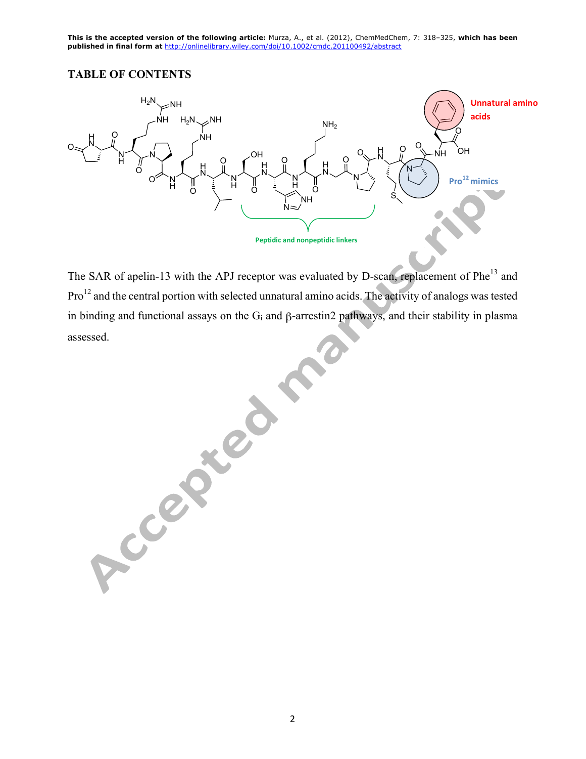# TABLE OF CONTENTS

The SAR of apelin-13 with the APJ receptor was evaluated by D-scan, replacement of Phe[13] and Pro[12] and the central portion with selected unnatural amino acids. The activity of analogs was tested in binding and functional assays on the $G_i$ and β-arrestin2 pathways, and their stability in plasma assessed.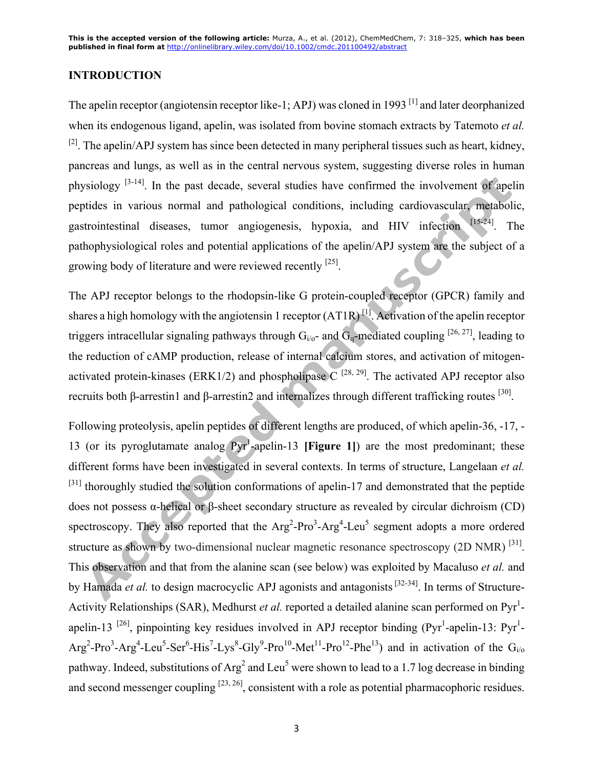This is the accepted version of the following article: Murza, A., et al. (2012), ChemMedChem, 7: 318–325, which has been published in final form at http://onlinelibrary.wiley.com/doi/10.1002/cmdc.201100492/abstract

## INTRODUCTION

The apelin receptor (angiotensin receptor like-1; APJ) was cloned in 1993 [1] and later deorphanized when its endogenous ligand, apelin, was isolated from bovine stomach extracts by Tatemoto *et al.* [2]. The apelin/APJ system has since been detected in many peripheral tissues such as heart, kidney, pancreas and lungs, as well as in the central nervous system, suggesting diverse roles in human physiology [3-14]. In the past decade, several studies have confirmed the involvement of apelin peptides in various normal and pathological conditions, including cardiovascular, metabolic, gastrointestinal diseases, tumor angiogenesis, hypoxia, and HIV infection [15-24]. The pathophysiological roles and potential applications of the apelin/APJ system are the subject of a growing body of literature and were reviewed recently [25].

The APJ receptor belongs to the rhodopsin-like G protein-coupled receptor (GPCR) family and shares a high homology with the angiotensin 1 receptor (AT1R) [1]. Activation of the apelin receptor triggers intracellular signaling pathways through $G_{i/o}$- and $G_q$-mediated coupling [26, 27], leading to the reduction of cAMP production, release of internal calcium stores, and activation of mitogen-activated protein-kinases (ERK1/2) and phospholipase C [28, 29]. The activated APJ receptor also recruits both β-arrestin1 and β-arrestin2 and internalizes through different trafficking routes [30].

Following proteolysis, apelin peptides of different lengths are produced, of which apelin-36, -17, -13 (or its pyroglutamate analog Pyr[1]-apelin-13 **[Figure 1]**) are the most predominant; these different forms have been investigated in several contexts. In terms of structure, Langelaan *et al.* [31] thoroughly studied the solution conformations of apelin-17 and demonstrated that the peptide does not possess α-helical or β-sheet secondary structure as revealed by circular dichroism (CD) spectroscopy. They also reported that the Arg[2]-Pro[3]-Arg[4]-Leu[5] segment adopts a more ordered structure as shown by two-dimensional nuclear magnetic resonance spectroscopy (2D NMR) [31]. This observation and that from the alanine scan (see below) was exploited by Macaluso *et al.* and by Hamada *et al.* to design macrocyclic APJ agonists and antagonists [32-34]. In terms of Structure-Activity Relationships (SAR), Medhurst *et al.* reported a detailed alanine scan performed on Pyr[1]-apelin-13 [26], pinpointing key residues involved in APJ receptor binding (Pyr[1]-apelin-13: Pyr[1]-Arg[2]-Pro[3]-Arg[4]-Leu[5]-Ser[6]-His[7]-Lys[8]-Gly[9]-Pro[10]-Met[11]-Pro[12]-Phe[13]) and in activation of the $G_{i/o}$ pathway. Indeed, substitutions of Arg[2] and Leu[5] were shown to lead to a 1.7 log decrease in binding and second messenger coupling [23, 26], consistent with a role as potential pharmacophoric residues.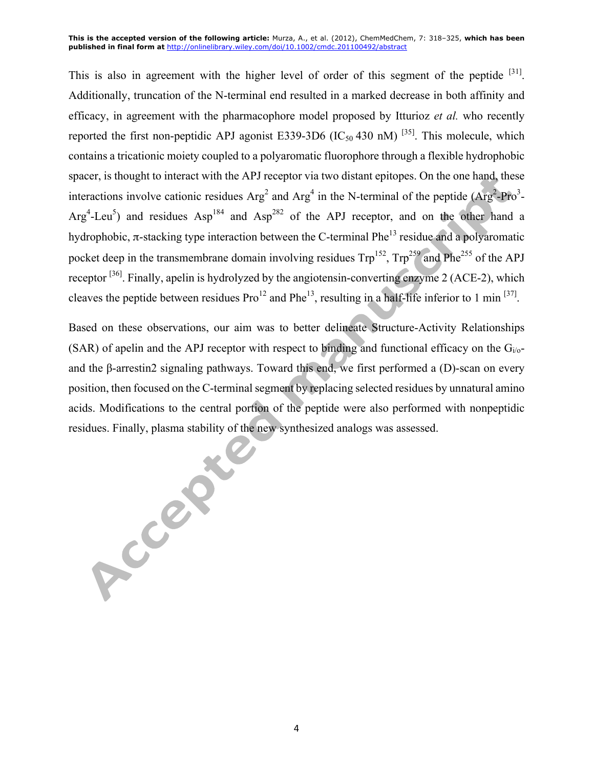This is also in agreement with the higher level of order of this segment of the peptide [31]. Additionally, truncation of the N-terminal end resulted in a marked decrease in both affinity and efficacy, in agreement with the pharmacophore model proposed by Itturioz *et al.* who recently reported the first non-peptidic APJ agonist E339-3D6 ($IC_{50}$ 430 nM) [35]. This molecule, which contains a tricationic moiety coupled to a polyaromatic fluorophore through a flexible hydrophobic spacer, is thought to interact with the APJ receptor via two distant epitopes. On the one hand, these interactions involve cationic residues $Arg^2$ and $Arg^4$ in the N-terminal of the peptide ($Arg^2$-$Pro^3$-$Arg^4$-$Leu^5$) and residues $Asp^{184}$ and $Asp^{282}$ of the APJ receptor, and on the other hand a hydrophobic, π-stacking type interaction between the C-terminal $Phe^{13}$ residue and a polyaromatic pocket deep in the transmembrane domain involving residues $Trp^{152}$, $Trp^{259}$ and $Phe^{255}$ of the APJ receptor [36]. Finally, apelin is hydrolyzed by the angiotensin-converting enzyme 2 (ACE-2), which cleaves the peptide between residues $Pro^{12}$ and $Phe^{13}$, resulting in a half-life inferior to 1 min [37].

Based on these observations, our aim was to better delineate Structure-Activity Relationships (SAR) of apelin and the APJ receptor with respect to binding and functional efficacy on the $G_{i/o}$- and the β-arrestin2 signaling pathways. Toward this end, we first performed a (D)-scan on every position, then focused on the C-terminal segment by replacing selected residues by unnatural amino acids. Modifications to the central portion of the peptide were also performed with nonpeptidic residues. Finally, plasma stability of the new synthesized analogs was assessed.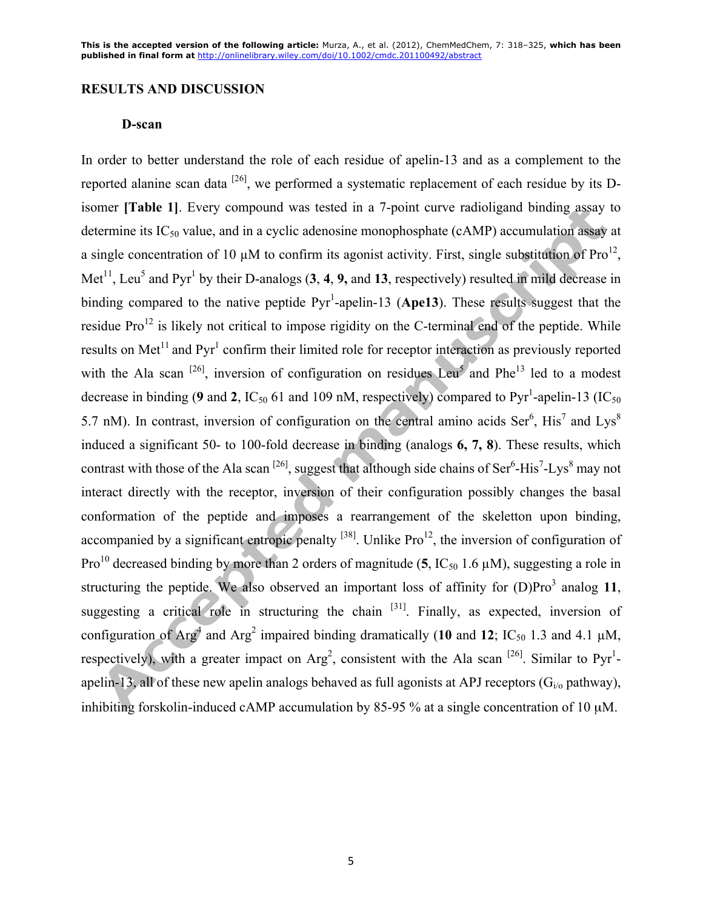## RESULTS AND DISCUSSION

### D-scan

In order to better understand the role of each residue of apelin-13 and as a complement to the reported alanine scan data [26], we performed a systematic replacement of each residue by its D-isomer **[Table 1]**. Every compound was tested in a 7-point curve radioligand binding assay to determine its $IC_{50}$ value, and in a cyclic adenosine monophosphate (cAMP) accumulation assay at a single concentration of 10 μM to confirm its agonist activity. First, single substitution of $Pro^{12}$, $Met^{11}$, $Leu^{5}$ and $Pyr^{1}$ by their D-analogs (**3**, **4**, **9,** and **13**, respectively) resulted in mild decrease in binding compared to the native peptide $Pyr^{1}$-apelin-13 (**Ape13**). These results suggest that the residue $Pro^{12}$ is likely not critical to impose rigidity on the C-terminal end of the peptide. While results on $Met^{11}$ and $Pyr^{1}$ confirm their limited role for receptor interaction as previously reported with the Ala scan [26], inversion of configuration on residues $Leu^{5}$ and $Phe^{13}$ led to a modest decrease in binding (**9** and **2**, $IC_{50}$ 61 and 109 nM, respectively) compared to $Pyr^{1}$-apelin-13 ($IC_{50}$ 5.7 nM). In contrast, inversion of configuration on the central amino acids $Ser^{6}$, $His^{7}$ and $Lys^{8}$ induced a significant 50- to 100-fold decrease in binding (analogs **6, 7, 8**). These results, which contrast with those of the Ala scan [26], suggest that although side chains of $Ser^{6}$-$His^{7}$-$Lys^{8}$ may not interact directly with the receptor, inversion of their configuration possibly changes the basal conformation of the peptide and imposes a rearrangement of the skeletton upon binding, accompanied by a significant entropic penalty [38]. Unlike $Pro^{12}$, the inversion of configuration of $Pro^{10}$ decreased binding by more than 2 orders of magnitude (**5**, $IC_{50}$ 1.6 μM), suggesting a role in structuring the peptide. We also observed an important loss of affinity for (D)$Pro^{3}$ analog **11**, suggesting a critical role in structuring the chain [31]. Finally, as expected, inversion of configuration of $Arg^{4}$ and $Arg^{2}$ impaired binding dramatically (**10** and **12**; $IC_{50}$ 1.3 and 4.1 μM, respectively), with a greater impact on $Arg^{2}$, consistent with the Ala scan [26]. Similar to $Pyr^{1}$-apelin-13, all of these new apelin analogs behaved as full agonists at APJ receptors ($G_{i/o}$ pathway), inhibiting forskolin-induced cAMP accumulation by 85-95 % at a single concentration of 10 μM.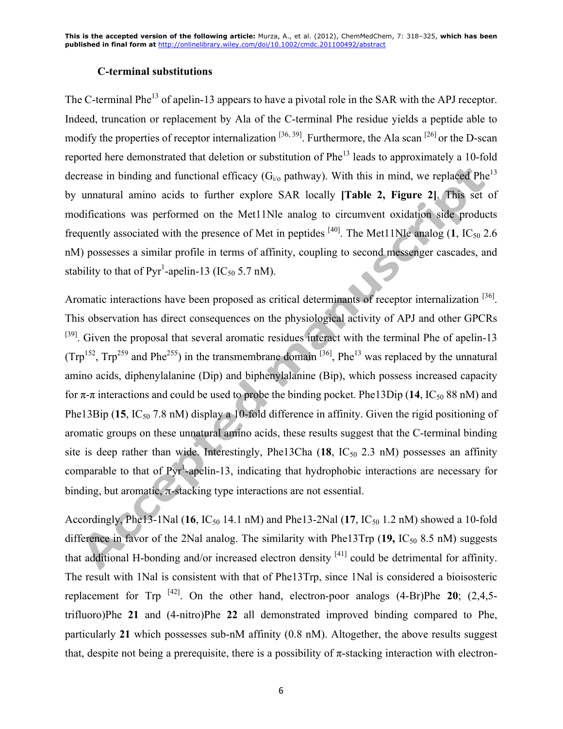### C-terminal substitutions

The C-terminal Phe[13] of apelin-13 appears to have a pivotal role in the SAR with the APJ receptor. Indeed, truncation or replacement by Ala of the C-terminal Phe residue yields a peptide able to modify the properties of receptor internalization [36, 39]. Furthermore, the Ala scan [26] or the D-scan reported here demonstrated that deletion or substitution of Phe[13] leads to approximately a 10-fold decrease in binding and functional efficacy ($G_{i/o}$ pathway). With this in mind, we replaced Phe[13] by unnatural amino acids to further explore SAR locally **[Table 2, Figure 2]**. This set of modifications was performed on the Met11Nle analog to circumvent oxidation side products frequently associated with the presence of Met in peptides [40]. The Met11Nle analog (**1**, $IC_{50}$ 2.6 nM) possesses a similar profile in terms of affinity, coupling to second messenger cascades, and stability to that of Pyr[1]-apelin-13 ($IC_{50}$ 5.7 nM).

Aromatic interactions have been proposed as critical determinants of receptor internalization [36]. This observation has direct consequences on the physiological activity of APJ and other GPCRs [39]. Given the proposal that several aromatic residues interact with the terminal Phe of apelin-13 (Trp[152], Trp[259] and Phe[255]) in the transmembrane domain [36], Phe[13] was replaced by the unnatural amino acids, diphenylalanine (Dip) and biphenylalanine (Bip), which possess increased capacity for π-π interactions and could be used to probe the binding pocket. Phe13Dip (**14**, $IC_{50}$ 88 nM) and Phe13Bip (**15**, $IC_{50}$ 7.8 nM) display a 10-fold difference in affinity. Given the rigid positioning of aromatic groups on these unnatural amino acids, these results suggest that the C-terminal binding site is deep rather than wide. Interestingly, Phe13Cha (**18**, $IC_{50}$ 2.3 nM) possesses an affinity comparable to that of Pyr[1]-apelin-13, indicating that hydrophobic interactions are necessary for binding, but aromatic, π-stacking type interactions are not essential.

Accordingly, Phe13-1Nal (**16**, $IC_{50}$ 14.1 nM) and Phe13-2Nal (**17**, $IC_{50}$ 1.2 nM) showed a 10-fold difference in favor of the 2Nal analog. The similarity with Phe13Trp (**19,** $IC_{50}$ 8.5 nM) suggests that additional H-bonding and/or increased electron density [41] could be detrimental for affinity. The result with 1Nal is consistent with that of Phe13Trp, since 1Nal is considered a bioisosteric replacement for Trp [42]. On the other hand, electron-poor analogs (4-Br)Phe **20**; (2,4,5-trifluoro)Phe **21** and (4-nitro)Phe **22** all demonstrated improved binding compared to Phe, particularly **21** which possesses sub-nM affinity (0.8 nM). Altogether, the above results suggest that, despite not being a prerequisite, there is a possibility of π-stacking interaction with electron-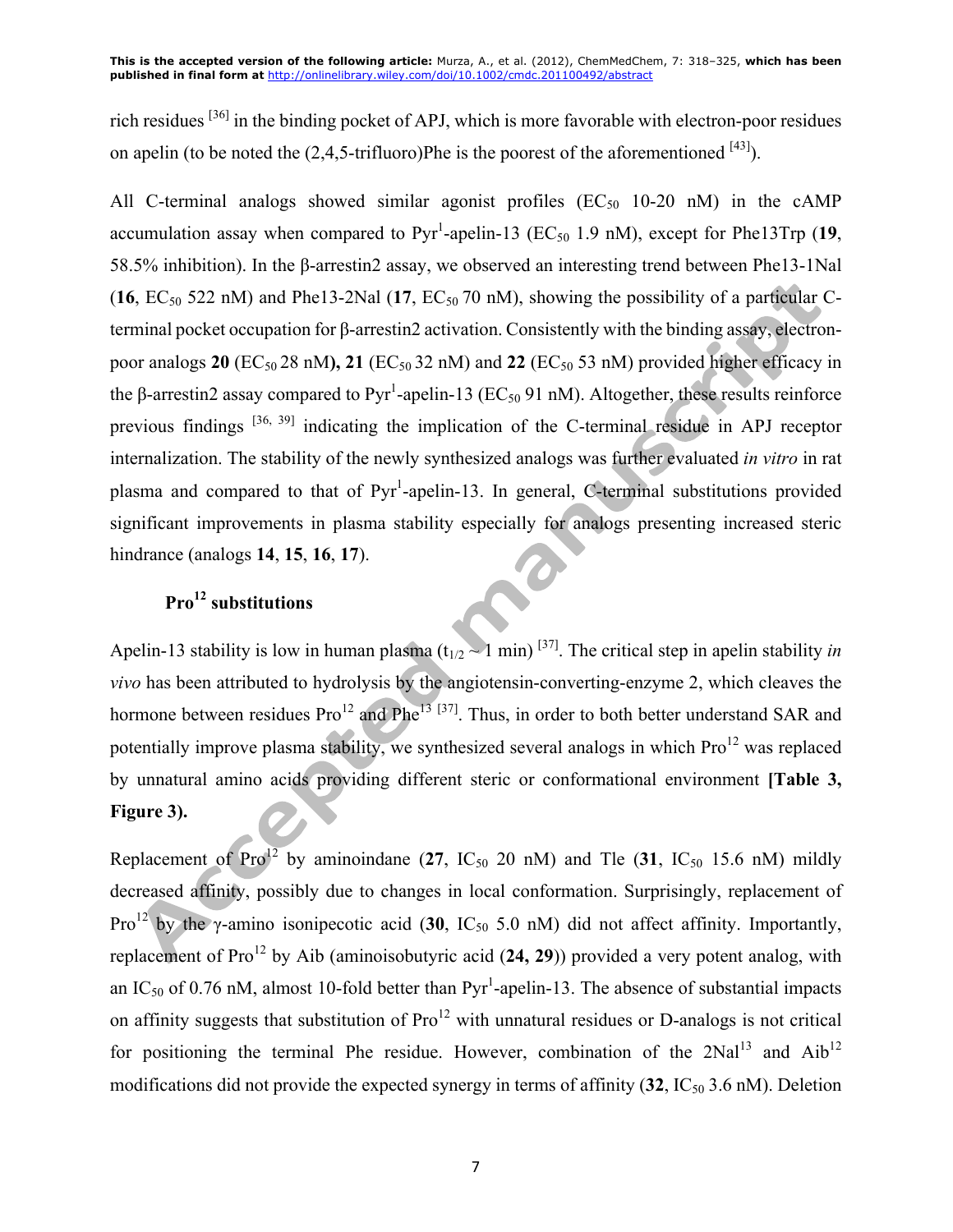rich residues [36] in the binding pocket of APJ, which is more favorable with electron-poor residues on apelin (to be noted the (2,4,5-trifluoro)Phe is the poorest of the aforementioned [43]).

All C-terminal analogs showed similar agonist profiles ($EC_{50}$ 10-20 nM) in the cAMP accumulation assay when compared to Pyr[1]-apelin-13 ($EC_{50}$ 1.9 nM), except for Phe13Trp (**19**, 58.5% inhibition). In the β-arrestin2 assay, we observed an interesting trend between Phe13-1Nal (**16**, $EC_{50}$ 522 nM) and Phe13-2Nal (**17**, $EC_{50}$ 70 nM), showing the possibility of a particular C-terminal pocket occupation for β-arrestin2 activation. Consistently with the binding assay, electron-poor analogs **20** ($EC_{50}$ 28 nM**), 21** ($EC_{50}$ 32 nM) and **22** ($EC_{50}$ 53 nM) provided higher efficacy in the β-arrestin2 assay compared to Pyr[1]-apelin-13 ($EC_{50}$ 91 nM). Altogether, these results reinforce previous findings [36, 39] indicating the implication of the C-terminal residue in APJ receptor internalization. The stability of the newly synthesized analogs was further evaluated *in vitro* in rat plasma and compared to that of Pyr[1]-apelin-13. In general, C-terminal substitutions provided significant improvements in plasma stability especially for analogs presenting increased steric hindrance (analogs **14**, **15**, **16**, **17**).

### Pro[12] substitutions

Apelin-13 stability is low in human plasma ($t_{1/2} \sim 1$ min) [37]. The critical step in apelin stability *in vivo* has been attributed to hydrolysis by the angiotensin-converting-enzyme 2, which cleaves the hormone between residues Pro[12] and Phe[13] [37]. Thus, in order to both better understand SAR and potentially improve plasma stability, we synthesized several analogs in which Pro[12] was replaced by unnatural amino acids providing different steric or conformational environment **[Table 3, Figure 3).**

Replacement of Pro[12] by aminoindane (**27**, $IC_{50}$ 20 nM) and Tle (**31**, $IC_{50}$ 15.6 nM) mildly decreased affinity, possibly due to changes in local conformation. Surprisingly, replacement of Pro[12] by the γ-amino isonipecotic acid (**30**, $IC_{50}$ 5.0 nM) did not affect affinity. Importantly, replacement of Pro[12] by Aib (aminoisobutyric acid (**24, 29**)) provided a very potent analog, with an $IC_{50}$ of 0.76 nM, almost 10-fold better than Pyr[1]-apelin-13. The absence of substantial impacts on affinity suggests that substitution of Pro[12] with unnatural residues or D-analogs is not critical for positioning the terminal Phe residue. However, combination of the 2Nal[13] and Aib[12] modifications did not provide the expected synergy in terms of affinity (**32**, $IC_{50}$ 3.6 nM). Deletion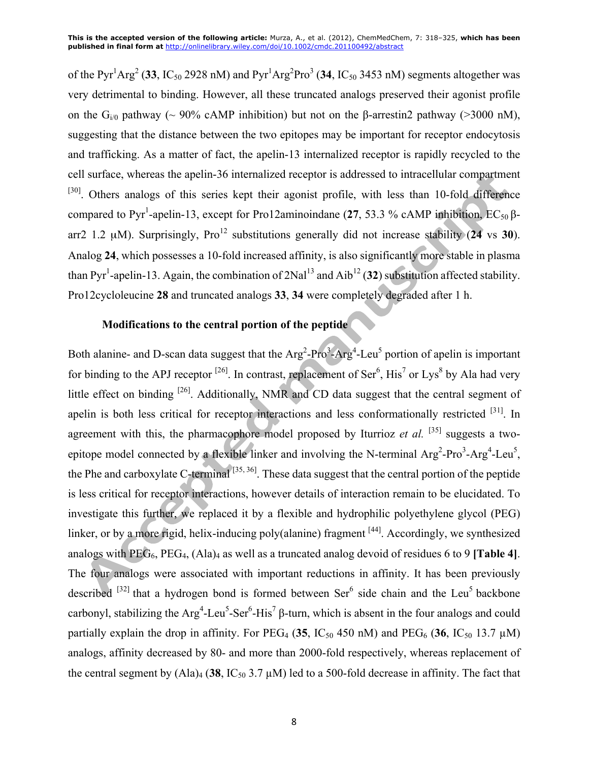of the Pyr[1]Arg[2] (**33**, $IC_{50}$ 2928 nM) and Pyr[1]Arg[2]Pro[3] (**34**, $IC_{50}$ 3453 nM) segments altogether was very detrimental to binding. However, all these truncated analogs preserved their agonist profile on the $G_{i/0}$ pathway (~ 90% cAMP inhibition) but not on the β-arrestin2 pathway (>3000 nM), suggesting that the distance between the two epitopes may be important for receptor endocytosis and trafficking. As a matter of fact, the apelin-13 internalized receptor is rapidly recycled to the cell surface, whereas the apelin-36 internalized receptor is addressed to intracellular compartment [30]. Others analogs of this series kept their agonist profile, with less than 10-fold difference compared to Pyr[1]-apelin-13, except for Pro12aminoindane (**27**, 53.3 % cAMP inhibition, $EC_{50}$ β-arr2 1.2 μM). Surprisingly, Pro[12] substitutions generally did not increase stability (**24** vs **30**). Analog **24**, which possesses a 10-fold increased affinity, is also significantly more stable in plasma than Pyr[1]-apelin-13. Again, the combination of 2Nal[13] and Aib[12] (**32**) substitution affected stability. Pro12cycloleucine **28** and truncated analogs **33**, **34** were completely degraded after 1 h.

### Modifications to the central portion of the peptide

Both alanine- and D-scan data suggest that the Arg[2]-Pro[3]-Arg[4]-Leu[5] portion of apelin is important for binding to the APJ receptor [26]. In contrast, replacement of Ser[6], His[7] or Lys[8] by Ala had very little effect on binding [26]. Additionally, NMR and CD data suggest that the central segment of apelin is both less critical for receptor interactions and less conformationally restricted [31]. In agreement with this, the pharmacophore model proposed by Iturrioz *et al.* [35] suggests a two-epitope model connected by a flexible linker and involving the N-terminal Arg[2]-Pro[3]-Arg[4]-Leu[5], the Phe and carboxylate C-terminal [35, 36]. These data suggest that the central portion of the peptide is less critical for receptor interactions, however details of interaction remain to be elucidated. To investigate this further, we replaced it by a flexible and hydrophilic polyethylene glycol (PEG) linker, or by a more rigid, helix-inducing poly(alanine) fragment [44]. Accordingly, we synthesized analogs with $PEG_6$, $PEG_4$, $(Ala)_4$ as well as a truncated analog devoid of residues 6 to 9 **[Table 4]**. The four analogs were associated with important reductions in affinity. It has been previously described [32] that a hydrogen bond is formed between Ser[6] side chain and the Leu[5] backbone carbonyl, stabilizing the Arg[4]-Leu[5]-Ser[6]-His[7] β-turn, which is absent in the four analogs and could partially explain the drop in affinity. For $PEG_4$ (**35**, $IC_{50}$ 450 nM) and $PEG_6$ (**36**, $IC_{50}$ 13.7 μM) analogs, affinity decreased by 80- and more than 2000-fold respectively, whereas replacement of the central segment by $(Ala)_4$ (**38**, $IC_{50}$ 3.7 μM) led to a 500-fold decrease in affinity. The fact that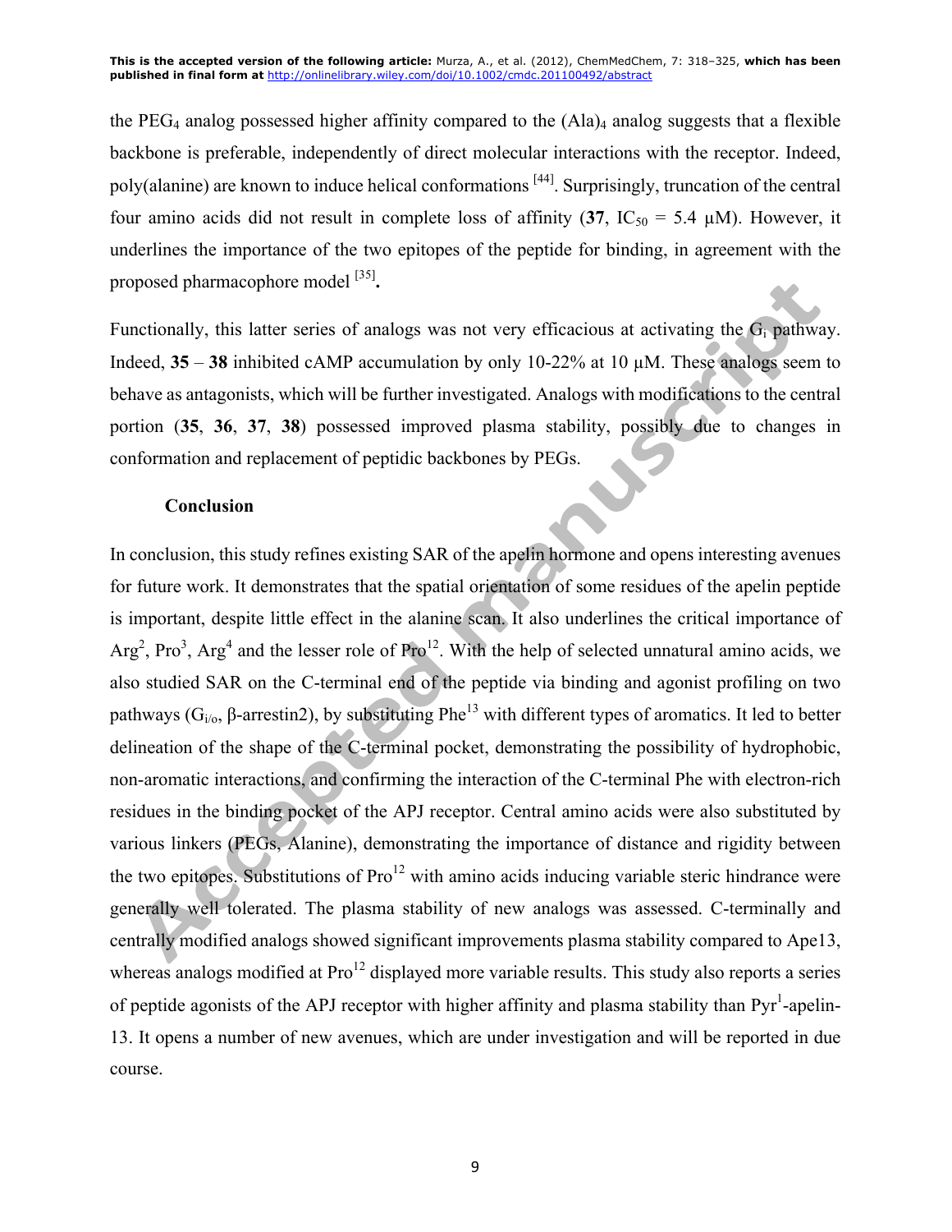the $PEG_4$ analog possessed higher affinity compared to the $(Ala)_4$ analog suggests that a flexible backbone is preferable, independently of direct molecular interactions with the receptor. Indeed, poly(alanine) are known to induce helical conformations [44]. Surprisingly, truncation of the central four amino acids did not result in complete loss of affinity (**37**, $IC_{50}$ = 5.4 µM). However, it underlines the importance of the two epitopes of the peptide for binding, in agreement with the proposed pharmacophore model [35]**.**

Functionally, this latter series of analogs was not very efficacious at activating the $G_i$ pathway. Indeed, **35** – **38** inhibited cAMP accumulation by only 10-22% at 10 µM. These analogs seem to behave as antagonists, which will be further investigated. Analogs with modifications to the central portion (**35**, **36**, **37**, **38**) possessed improved plasma stability, possibly due to changes in conformation and replacement of peptidic backbones by PEGs.

## Conclusion

In conclusion, this study refines existing SAR of the apelin hormone and opens interesting avenues for future work. It demonstrates that the spatial orientation of some residues of the apelin peptide is important, despite little effect in the alanine scan. It also underlines the critical importance of $Arg^2$, $Pro^3$, $Arg^4$ and the lesser role of $Pro^{12}$. With the help of selected unnatural amino acids, we also studied SAR on the C-terminal end of the peptide via binding and agonist profiling on two pathways ($G_{i/o}$, β-arrestin2), by substituting $Phe^{13}$ with different types of aromatics. It led to better delineation of the shape of the C-terminal pocket, demonstrating the possibility of hydrophobic, non-aromatic interactions, and confirming the interaction of the C-terminal Phe with electron-rich residues in the binding pocket of the APJ receptor. Central amino acids were also substituted by various linkers (PEGs, Alanine), demonstrating the importance of distance and rigidity between the two epitopes. Substitutions of $Pro^{12}$ with amino acids inducing variable steric hindrance were generally well tolerated. The plasma stability of new analogs was assessed. C-terminally and centrally modified analogs showed significant improvements plasma stability compared to Ape13, whereas analogs modified at $Pro^{12}$ displayed more variable results. This study also reports a series of peptide agonists of the APJ receptor with higher affinity and plasma stability than $Pyr^1$-apelin-13. It opens a number of new avenues, which are under investigation and will be reported in due course.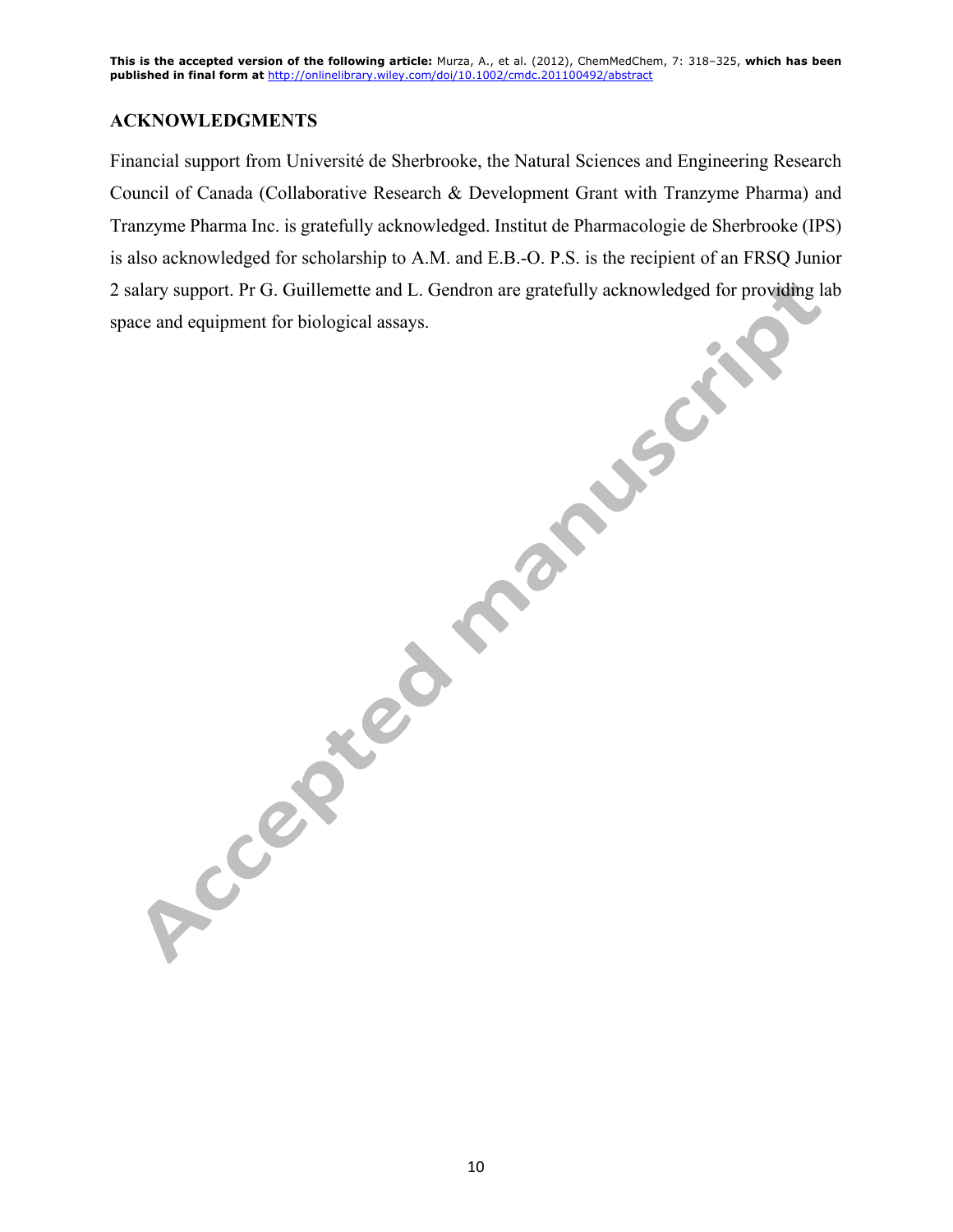## ACKNOWLEDGMENTS

Financial support from Université de Sherbrooke, the Natural Sciences and Engineering Research Council of Canada (Collaborative Research & Development Grant with Tranzyme Pharma) and Tranzyme Pharma Inc. is gratefully acknowledged. Institut de Pharmacologie de Sherbrooke (IPS) is also acknowledged for scholarship to A.M. and E.B.-O. P.S. is the recipient of an FRSQ Junior 2 salary support. Pr G. Guillemette and L. Gendron are gratefully acknowledged for providing lab space and equipment for biological assays.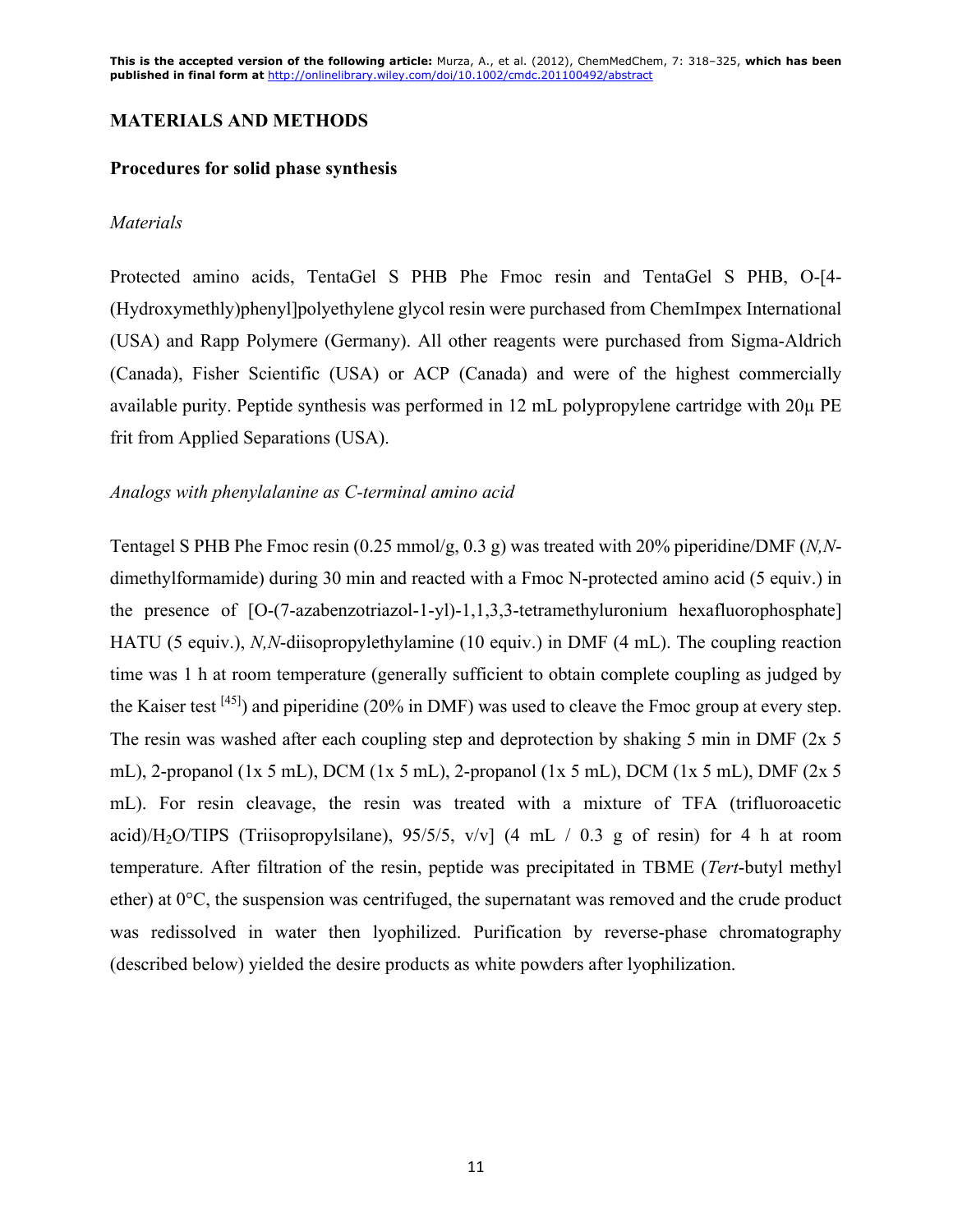**This is the accepted version of the following article:** Murza, A., et al. (2012), ChemMedChem, 7: 318–325, **which has been published in final form at** http://onlinelibrary.wiley.com/doi/10.1002/cmdc.201100492/abstract

## MATERIALS AND METHODS

### Procedures for solid phase synthesis

*Materials*

Protected amino acids, TentaGel S PHB Phe Fmoc resin and TentaGel S PHB, O-[4-(Hydroxymethly)phenyl]polyethylene glycol resin were purchased from ChemImpex International (USA) and Rapp Polymere (Germany). All other reagents were purchased from Sigma-Aldrich (Canada), Fisher Scientific (USA) or ACP (Canada) and were of the highest commercially available purity. Peptide synthesis was performed in 12 mL polypropylene cartridge with 20μ PE frit from Applied Separations (USA).

*Analogs with phenylalanine as C-terminal amino acid*

Tentagel S PHB Phe Fmoc resin (0.25 mmol/g, 0.3 g) was treated with 20% piperidine/DMF (*N,N*-dimethylformamide) during 30 min and reacted with a Fmoc N-protected amino acid (5 equiv.) in the presence of [O-(7-azabenzotriazol-1-yl)-1,1,3,3-tetramethyluronium hexafluorophosphate] HATU (5 equiv.), *N,N*-diisopropylethylamine (10 equiv.) in DMF (4 mL). The coupling reaction time was 1 h at room temperature (generally sufficient to obtain complete coupling as judged by the Kaiser test [45]) and piperidine (20% in DMF) was used to cleave the Fmoc group at every step. The resin was washed after each coupling step and deprotection by shaking 5 min in DMF (2x 5 mL), 2-propanol (1x 5 mL), DCM (1x 5 mL), 2-propanol (1x 5 mL), DCM (1x 5 mL), DMF (2x 5 mL). For resin cleavage, the resin was treated with a mixture of TFA (trifluoroacetic acid)/$H_2O$/TIPS (Triisopropylsilane), 95/5/5, v/v] (4 mL / 0.3 g of resin) for 4 h at room temperature. After filtration of the resin, peptide was precipitated in TBME (*Tert*-butyl methyl ether) at 0°C, the suspension was centrifuged, the supernatant was removed and the crude product was redissolved in water then lyophilized. Purification by reverse-phase chromatography (described below) yielded the desire products as white powders after lyophilization.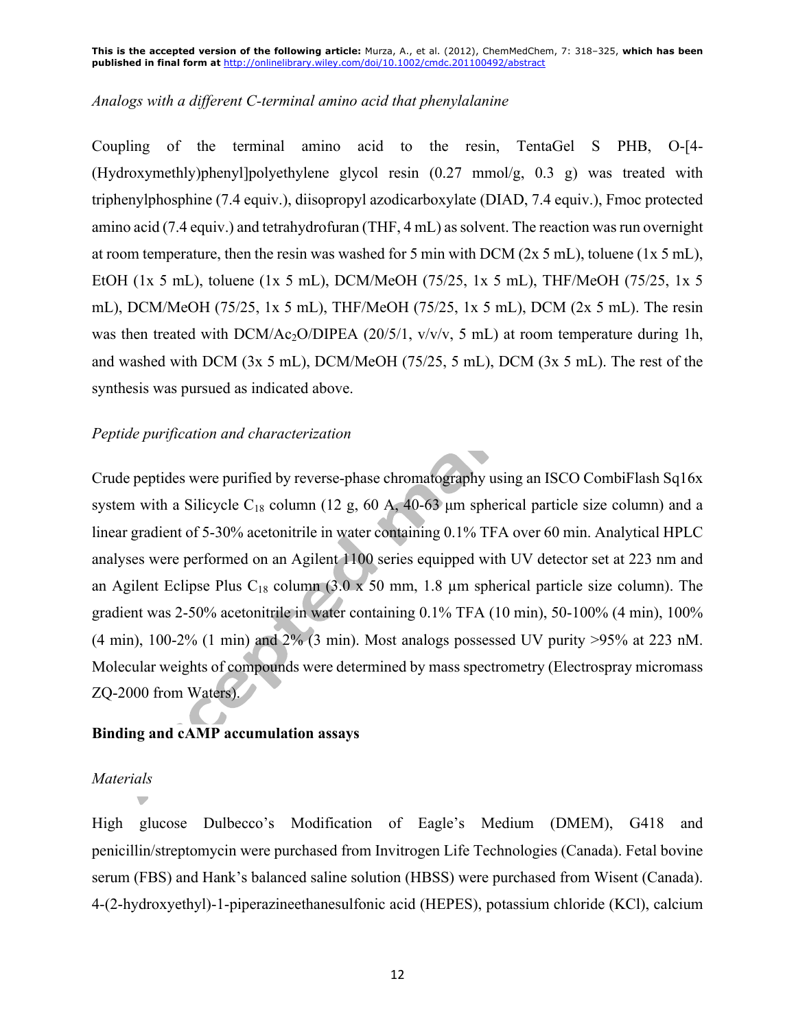*Analogs with a different C-terminal amino acid that phenylalanine*

Coupling of the terminal amino acid to the resin, TentaGel S PHB, O-[4-(Hydroxymethly)phenyl]polyethylene glycol resin (0.27 mmol/g, 0.3 g) was treated with triphenylphosphine (7.4 equiv.), diisopropyl azodicarboxylate (DIAD, 7.4 equiv.), Fmoc protected amino acid (7.4 equiv.) and tetrahydrofuran (THF, 4 mL) as solvent. The reaction was run overnight at room temperature, then the resin was washed for 5 min with DCM (2x 5 mL), toluene (1x 5 mL), EtOH (1x 5 mL), toluene (1x 5 mL), DCM/MeOH (75/25, 1x 5 mL), THF/MeOH (75/25, 1x 5 mL), DCM/MeOH (75/25, 1x 5 mL), THF/MeOH (75/25, 1x 5 mL), DCM (2x 5 mL). The resin was then treated with DCM/$Ac_2O$/DIPEA (20/5/1, v/v/v, 5 mL) at room temperature during 1h, and washed with DCM (3x 5 mL), DCM/MeOH (75/25, 5 mL), DCM (3x 5 mL). The rest of the synthesis was pursued as indicated above.

*Peptide purification and characterization*

Crude peptides were purified by reverse-phase chromatography using an ISCO CombiFlash Sq16x system with a Silicycle $C_{18}$ column (12 g, 60 A, 40-63 μm spherical particle size column) and a linear gradient of 5-30% acetonitrile in water containing 0.1% TFA over 60 min. Analytical HPLC analyses were performed on an Agilent 1100 series equipped with UV detector set at 223 nm and an Agilent Eclipse Plus $C_{18}$ column (3.0 x 50 mm, 1.8 μm spherical particle size column). The gradient was 2-50% acetonitrile in water containing 0.1% TFA (10 min), 50-100% (4 min), 100% (4 min), 100-2% (1 min) and 2% (3 min). Most analogs possessed UV purity >95% at 223 nM. Molecular weights of compounds were determined by mass spectrometry (Electrospray micromass ZQ-2000 from Waters).

**Binding and cAMP accumulation assays**

*Materials*

High glucose Dulbecco's Modification of Eagle's Medium (DMEM), G418 and penicillin/streptomycin were purchased from Invitrogen Life Technologies (Canada). Fetal bovine serum (FBS) and Hank's balanced saline solution (HBSS) were purchased from Wisent (Canada). 4-(2-hydroxyethyl)-1-piperazineethanesulfonic acid (HEPES), potassium chloride (KCl), calcium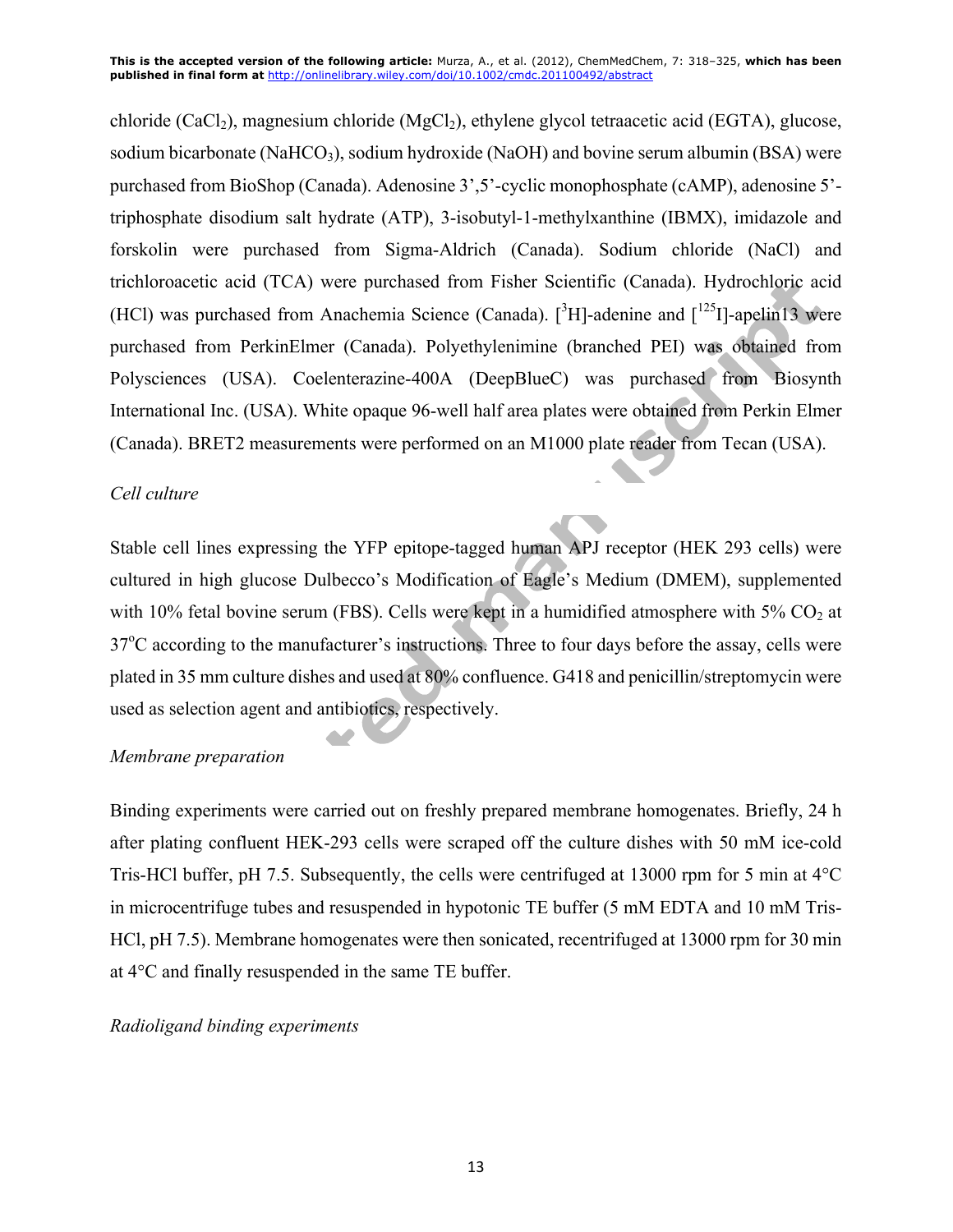chloride ($CaCl_2$), magnesium chloride ($MgCl_2$), ethylene glycol tetraacetic acid (EGTA), glucose, sodium bicarbonate ($NaHCO_3$), sodium hydroxide (NaOH) and bovine serum albumin (BSA) were purchased from BioShop (Canada). Adenosine 3',5'-cyclic monophosphate (cAMP), adenosine 5'-triphosphate disodium salt hydrate (ATP), 3-isobutyl-1-methylxanthine (IBMX), imidazole and forskolin were purchased from Sigma-Aldrich (Canada). Sodium chloride (NaCl) and trichloroacetic acid (TCA) were purchased from Fisher Scientific (Canada). Hydrochloric acid (HCl) was purchased from Anachemia Science (Canada). [$^{3}$H]-adenine and [$^{125}$I]-apelin13 were purchased from PerkinElmer (Canada). Polyethylenimine (branched PEI) was obtained from Polysciences (USA). Coelenterazine-400A (DeepBlueC) was purchased from Biosynth International Inc. (USA). White opaque 96-well half area plates were obtained from Perkin Elmer (Canada). BRET2 measurements were performed on an M1000 plate reader from Tecan (USA).

*Cell culture*

Stable cell lines expressing the YFP epitope-tagged human APJ receptor (HEK 293 cells) were cultured in high glucose Dulbecco's Modification of Eagle's Medium (DMEM), supplemented with 10% fetal bovine serum (FBS). Cells were kept in a humidified atmosphere with 5% $CO_2$ at 37°C according to the manufacturer's instructions. Three to four days before the assay, cells were plated in 35 mm culture dishes and used at 80% confluence. G418 and penicillin/streptomycin were used as selection agent and antibiotics, respectively.

*Membrane preparation*

Binding experiments were carried out on freshly prepared membrane homogenates. Briefly, 24 h after plating confluent HEK-293 cells were scraped off the culture dishes with 50 mM ice-cold Tris-HCl buffer, pH 7.5. Subsequently, the cells were centrifuged at 13000 rpm for 5 min at 4°C in microcentrifuge tubes and resuspended in hypotonic TE buffer (5 mM EDTA and 10 mM Tris-HCl, pH 7.5). Membrane homogenates were then sonicated, recentrifuged at 13000 rpm for 30 min at 4°C and finally resuspended in the same TE buffer.

*Radioligand binding experiments*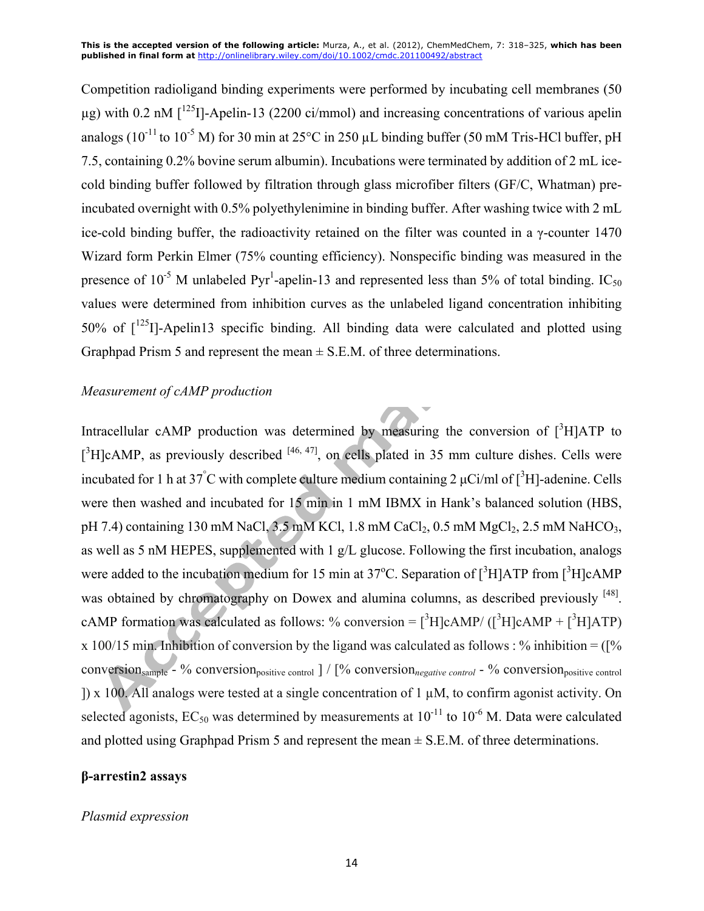Competition radioligand binding experiments were performed by incubating cell membranes (50 µg) with 0.2 nM [$^{125}$I]-Apelin-13 (2200 ci/mmol) and increasing concentrations of various apelin analogs ($10^{-11}$ to $10^{-5}$ M) for 30 min at 25°C in 250 µL binding buffer (50 mM Tris-HCl buffer, pH 7.5, containing 0.2% bovine serum albumin). Incubations were terminated by addition of 2 mL ice-cold binding buffer followed by filtration through glass microfiber filters (GF/C, Whatman) pre-incubated overnight with 0.5% polyethylenimine in binding buffer. After washing twice with 2 mL ice-cold binding buffer, the radioactivity retained on the filter was counted in a γ-counter 1470 Wizard form Perkin Elmer (75% counting efficiency). Nonspecific binding was measured in the presence of $10^{-5}$ M unlabeled Pyr$^{1}$-apelin-13 and represented less than 5% of total binding. $IC_{50}$ values were determined from inhibition curves as the unlabeled ligand concentration inhibiting 50% of [$^{125}$I]-Apelin13 specific binding. All binding data were calculated and plotted using Graphpad Prism 5 and represent the mean ± S.E.M. of three determinations.

*Measurement of cAMP production*

Intracellular cAMP production was determined by measuring the conversion of [$^{3}$H]ATP to [$^{3}$H]cAMP, as previously described [46, 47], on cells plated in 35 mm culture dishes. Cells were incubated for 1 h at 37°C with complete culture medium containing 2 µCi/ml of [$^{3}$H]-adenine. Cells were then washed and incubated for 15 min in 1 mM IBMX in Hank's balanced solution (HBS, pH 7.4) containing 130 mM NaCl, 3.5 mM KCl, 1.8 mM $CaCl_2$, 0.5 mM $MgCl_2$, 2.5 mM $NaHCO_3$, as well as 5 nM HEPES, supplemented with 1 g/L glucose. Following the first incubation, analogs were added to the incubation medium for 15 min at 37°C. Separation of [$^{3}$H]ATP from [$^{3}$H]cAMP was obtained by chromatography on Dowex and alumina columns, as described previously [48]. cAMP formation was calculated as follows: % conversion = [$^{3}$H]cAMP/ ([$^{3}$H]cAMP + [$^{3}$H]ATP) x 100/15 min. Inhibition of conversion by the ligand was calculated as follows : % inhibition = ([% conversion$_{sample}$ - % conversion$_{positive\ control}$ ] / [% conversion$_{negative\ control}$ - % conversion$_{positive\ control}$ ]) x 100. All analogs were tested at a single concentration of 1 µM, to confirm agonist activity. On selected agonists, $EC_{50}$ was determined by measurements at $10^{-11}$ to $10^{-6}$ M. Data were calculated and plotted using Graphpad Prism 5 and represent the mean ± S.E.M. of three determinations.

**β-arrestin2 assays**

*Plasmid expression*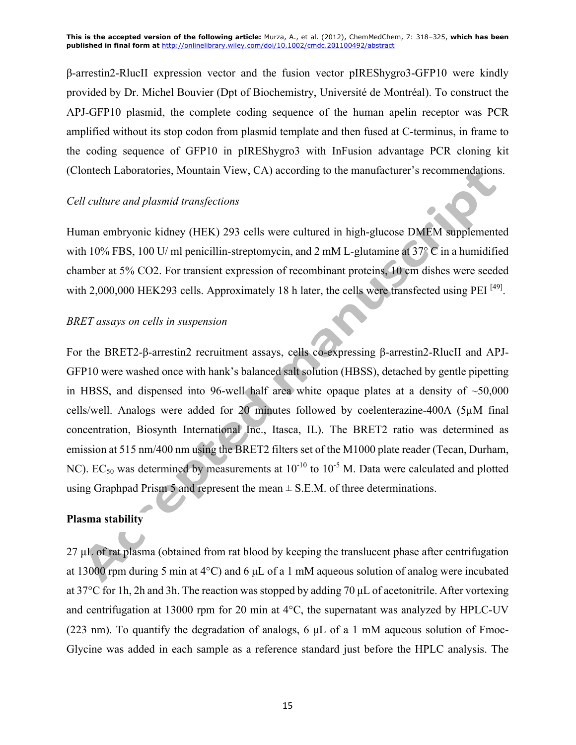β-arrestin2-RlucII expression vector and the fusion vector pIREShygro3-GFP10 were kindly provided by Dr. Michel Bouvier (Dpt of Biochemistry, Université de Montréal). To construct the APJ-GFP10 plasmid, the complete coding sequence of the human apelin receptor was PCR amplified without its stop codon from plasmid template and then fused at C-terminus, in frame to the coding sequence of GFP10 in pIREShygro3 with InFusion advantage PCR cloning kit (Clontech Laboratories, Mountain View, CA) according to the manufacturer's recommendations.

*Cell culture and plasmid transfections*

Human embryonic kidney (HEK) 293 cells were cultured in high-glucose DMEM supplemented with 10% FBS, 100 U/ ml penicillin-streptomycin, and 2 mM L-glutamine at 37° C in a humidified chamber at 5% $CO_2$. For transient expression of recombinant proteins, 10 cm dishes were seeded with 2,000,000 HEK293 cells. Approximately 18 h later, the cells were transfected using PEI [49].

*BRET assays on cells in suspension*

For the BRET2-β-arrestin2 recruitment assays, cells co-expressing β-arrestin2-RlucII and APJ-GFP10 were washed once with hank's balanced salt solution (HBSS), detached by gentle pipetting in HBSS, and dispensed into 96-well half area white opaque plates at a density of ~50,000 cells/well. Analogs were added for 20 minutes followed by coelenterazine-400A (5μM final concentration, Biosynth International Inc., Itasca, IL). The BRET2 ratio was determined as emission at 515 nm/400 nm using the BRET2 filters set of the M1000 plate reader (Tecan, Durham, NC). $EC_{50}$ was determined by measurements at $10^{-10}$ to $10^{-5}$ M. Data were calculated and plotted using Graphpad Prism 5 and represent the mean ± S.E.M. of three determinations.

**Plasma stability**

27 μL of rat plasma (obtained from rat blood by keeping the translucent phase after centrifugation at 13000 rpm during 5 min at 4°C) and 6 μL of a 1 mM aqueous solution of analog were incubated at 37°C for 1h, 2h and 3h. The reaction was stopped by adding 70 μL of acetonitrile. After vortexing and centrifugation at 13000 rpm for 20 min at 4°C, the supernatant was analyzed by HPLC-UV (223 nm). To quantify the degradation of analogs, 6 μL of a 1 mM aqueous solution of Fmoc-Glycine was added in each sample as a reference standard just before the HPLC analysis. The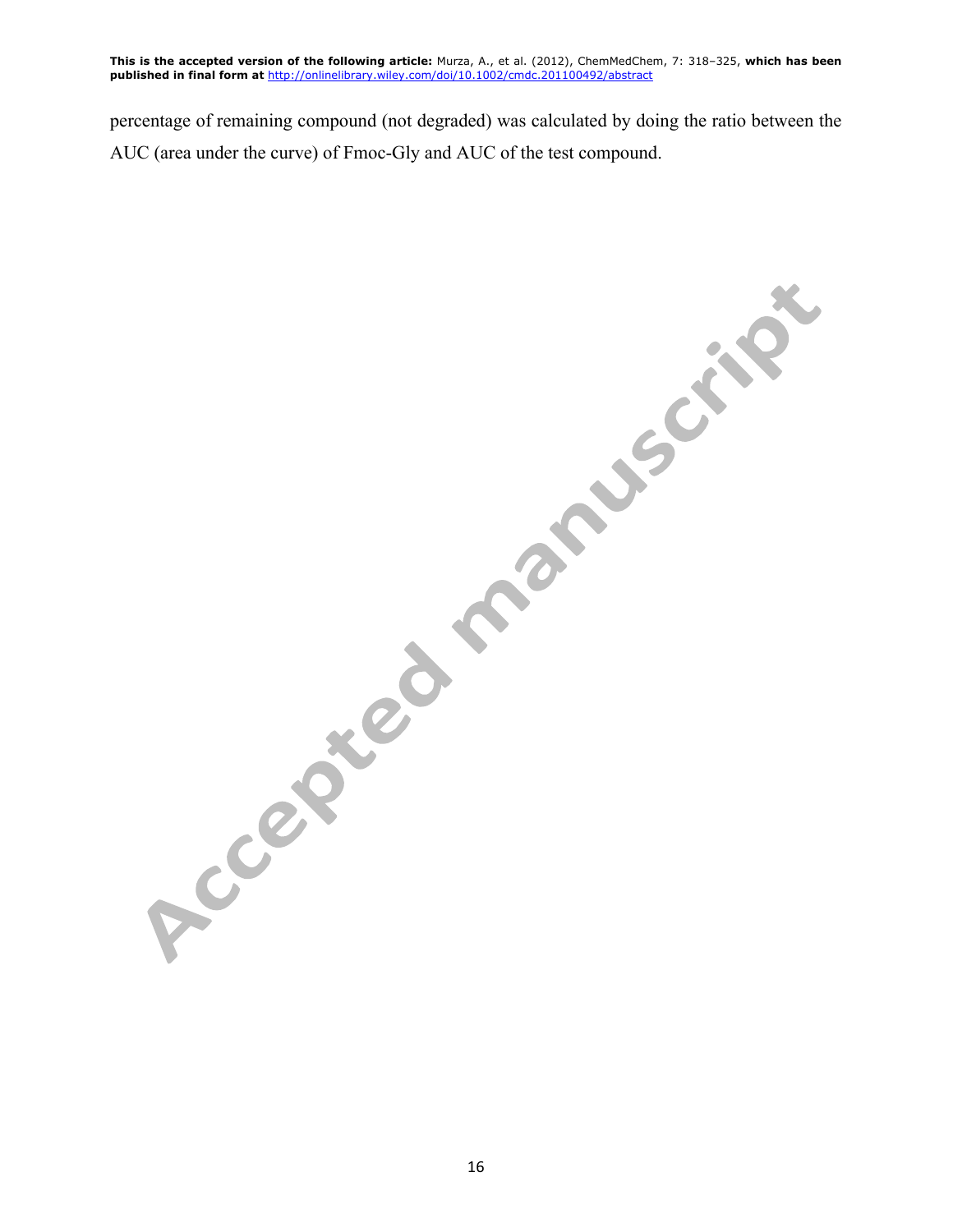percentage of remaining compound (not degraded) was calculated by doing the ratio between the AUC (area under the curve) of Fmoc-Gly and AUC of the test compound.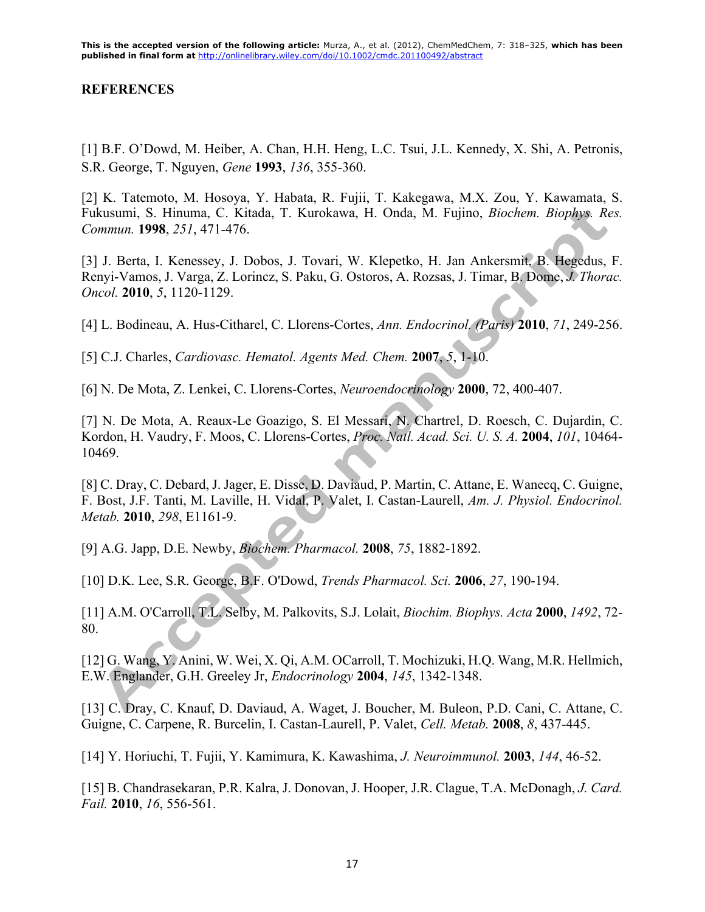## REFERENCES

[1] B.F. O'Dowd, M. Heiber, A. Chan, H.H. Heng, L.C. Tsui, J.L. Kennedy, X. Shi, A. Petronis, S.R. George, T. Nguyen, *Gene* **1993**, *136*, 355-360.

[2] K. Tatemoto, M. Hosoya, Y. Habata, R. Fujii, T. Kakegawa, M.X. Zou, Y. Kawamata, S. Fukusumi, S. Hinuma, C. Kitada, T. Kurokawa, H. Onda, M. Fujino, *Biochem. Biophys. Res. Commun.* **1998**, *251*, 471-476.

[3] J. Berta, I. Kenessey, J. Dobos, J. Tovari, W. Klepetko, H. Jan Ankersmit, B. Hegedus, F. Renyi-Vamos, J. Varga, Z. Lorincz, S. Paku, G. Ostoros, A. Rozsas, J. Timar, B. Dome, *J. Thorac. Oncol.* **2010**, *5*, 1120-1129.

[4] L. Bodineau, A. Hus-Citharel, C. Llorens-Cortes, *Ann. Endocrinol. (Paris)* **2010**, *71*, 249-256.

[5] C.J. Charles, *Cardiovasc. Hematol. Agents Med. Chem.* **2007**, *5*, 1-10.

[6] N. De Mota, Z. Lenkei, C. Llorens-Cortes, *Neuroendocrinology* **2000**, 72, 400-407.

[7] N. De Mota, A. Reaux-Le Goazigo, S. El Messari, N. Chartrel, D. Roesch, C. Dujardin, C. Kordon, H. Vaudry, F. Moos, C. Llorens-Cortes, *Proc. Natl. Acad. Sci. U. S. A.* **2004**, *101*, 10464-10469.

[8] C. Dray, C. Debard, J. Jager, E. Disse, D. Daviaud, P. Martin, C. Attane, E. Wanecq, C. Guigne, F. Bost, J.F. Tanti, M. Laville, H. Vidal, P. Valet, I. Castan-Laurell, *Am. J. Physiol. Endocrinol. Metab.* **2010**, *298*, E1161-9.

[9] A.G. Japp, D.E. Newby, *Biochem. Pharmacol.* **2008**, *75*, 1882-1892.

[10] D.K. Lee, S.R. George, B.F. O'Dowd, *Trends Pharmacol. Sci.* **2006**, *27*, 190-194.

[11] A.M. O'Carroll, T.L. Selby, M. Palkovits, S.J. Lolait, *Biochim. Biophys. Acta* **2000**, *1492*, 72-80.

[12] G. Wang, Y. Anini, W. Wei, X. Qi, A.M. OCarroll, T. Mochizuki, H.Q. Wang, M.R. Hellmich, E.W. Englander, G.H. Greeley Jr, *Endocrinology* **2004**, *145*, 1342-1348.

[13] C. Dray, C. Knauf, D. Daviaud, A. Waget, J. Boucher, M. Buleon, P.D. Cani, C. Attane, C. Guigne, C. Carpene, R. Burcelin, I. Castan-Laurell, P. Valet, *Cell. Metab.* **2008**, *8*, 437-445.

[14] Y. Horiuchi, T. Fujii, Y. Kamimura, K. Kawashima, *J. Neuroimmunol.* **2003**, *144*, 46-52.

[15] B. Chandrasekaran, P.R. Kalra, J. Donovan, J. Hooper, J.R. Clague, T.A. McDonagh, *J. Card. Fail.* **2010**, *16*, 556-561.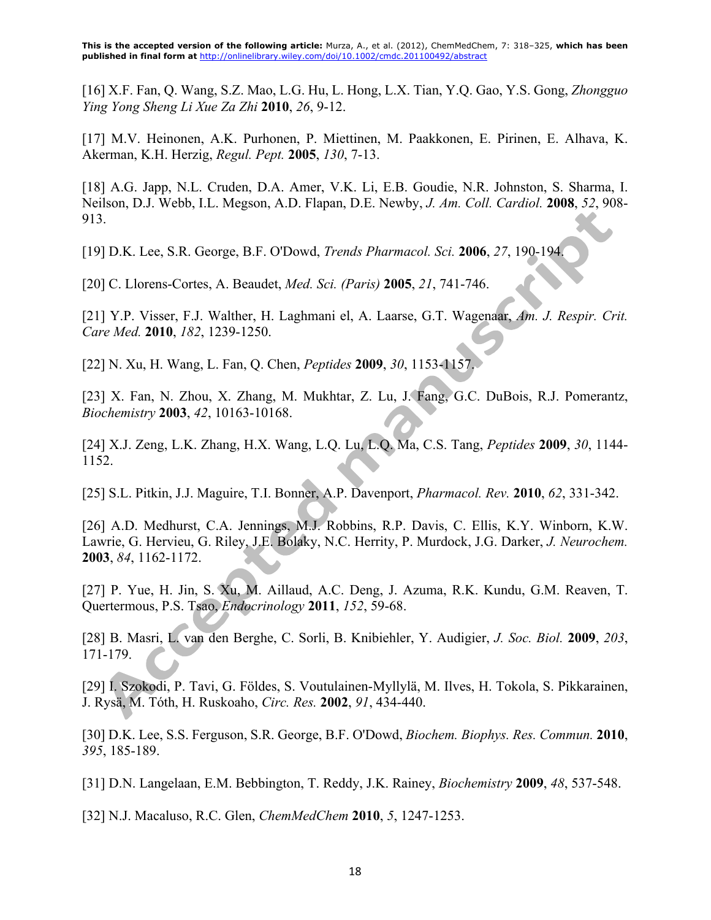[16] X.F. Fan, Q. Wang, S.Z. Mao, L.G. Hu, L. Hong, L.X. Tian, Y.Q. Gao, Y.S. Gong, *Zhongguo Ying Yong Sheng Li Xue Za Zhi* **2010**, *26*, 9-12.

[17] M.V. Heinonen, A.K. Purhonen, P. Miettinen, M. Paakkonen, E. Pirinen, E. Alhava, K. Akerman, K.H. Herzig, *Regul. Pept.* **2005**, *130*, 7-13.

[18] A.G. Japp, N.L. Cruden, D.A. Amer, V.K. Li, E.B. Goudie, N.R. Johnston, S. Sharma, I. Neilson, D.J. Webb, I.L. Megson, A.D. Flapan, D.E. Newby, *J. Am. Coll. Cardiol.* **2008**, *52*, 908-913.

[19] D.K. Lee, S.R. George, B.F. O'Dowd, *Trends Pharmacol. Sci.* **2006**, *27*, 190-194.

[20] C. Llorens-Cortes, A. Beaudet, *Med. Sci. (Paris)* **2005**, *21*, 741-746.

[21] Y.P. Visser, F.J. Walther, H. Laghmani el, A. Laarse, G.T. Wagenaar, *Am. J. Respir. Crit. Care Med.* **2010**, *182*, 1239-1250.

[22] N. Xu, H. Wang, L. Fan, Q. Chen, *Peptides* **2009**, *30*, 1153-1157.

[23] X. Fan, N. Zhou, X. Zhang, M. Mukhtar, Z. Lu, J. Fang, G.C. DuBois, R.J. Pomerantz, *Biochemistry* **2003**, *42*, 10163-10168.

[24] X.J. Zeng, L.K. Zhang, H.X. Wang, L.Q. Lu, L.Q. Ma, C.S. Tang, *Peptides* **2009**, *30*, 1144-1152.

[25] S.L. Pitkin, J.J. Maguire, T.I. Bonner, A.P. Davenport, *Pharmacol. Rev.* **2010**, *62*, 331-342.

[26] A.D. Medhurst, C.A. Jennings, M.J. Robbins, R.P. Davis, C. Ellis, K.Y. Winborn, K.W. Lawrie, G. Hervieu, G. Riley, J.E. Bolaky, N.C. Herrity, P. Murdock, J.G. Darker, *J. Neurochem.* **2003**, *84*, 1162-1172.

[27] P. Yue, H. Jin, S. Xu, M. Aillaud, A.C. Deng, J. Azuma, R.K. Kundu, G.M. Reaven, T. Quertermous, P.S. Tsao, *Endocrinology* **2011**, *152*, 59-68.

[28] B. Masri, L. van den Berghe, C. Sorli, B. Knibiehler, Y. Audigier, *J. Soc. Biol.* **2009**, *203*, 171-179.

[29] I. Szokodi, P. Tavi, G. Földes, S. Voutulainen-Myllylä, M. Ilves, H. Tokola, S. Pikkarainen, J. Rysä, M. Tóth, H. Ruskoaho, *Circ. Res.* **2002**, *91*, 434-440.

[30] D.K. Lee, S.S. Ferguson, S.R. George, B.F. O'Dowd, *Biochem. Biophys. Res. Commun.* **2010**, *395*, 185-189.

[31] D.N. Langelaan, E.M. Bebbington, T. Reddy, J.K. Rainey, *Biochemistry* **2009**, *48*, 537-548.

[32] N.J. Macaluso, R.C. Glen, *ChemMedChem* **2010**, *5*, 1247-1253.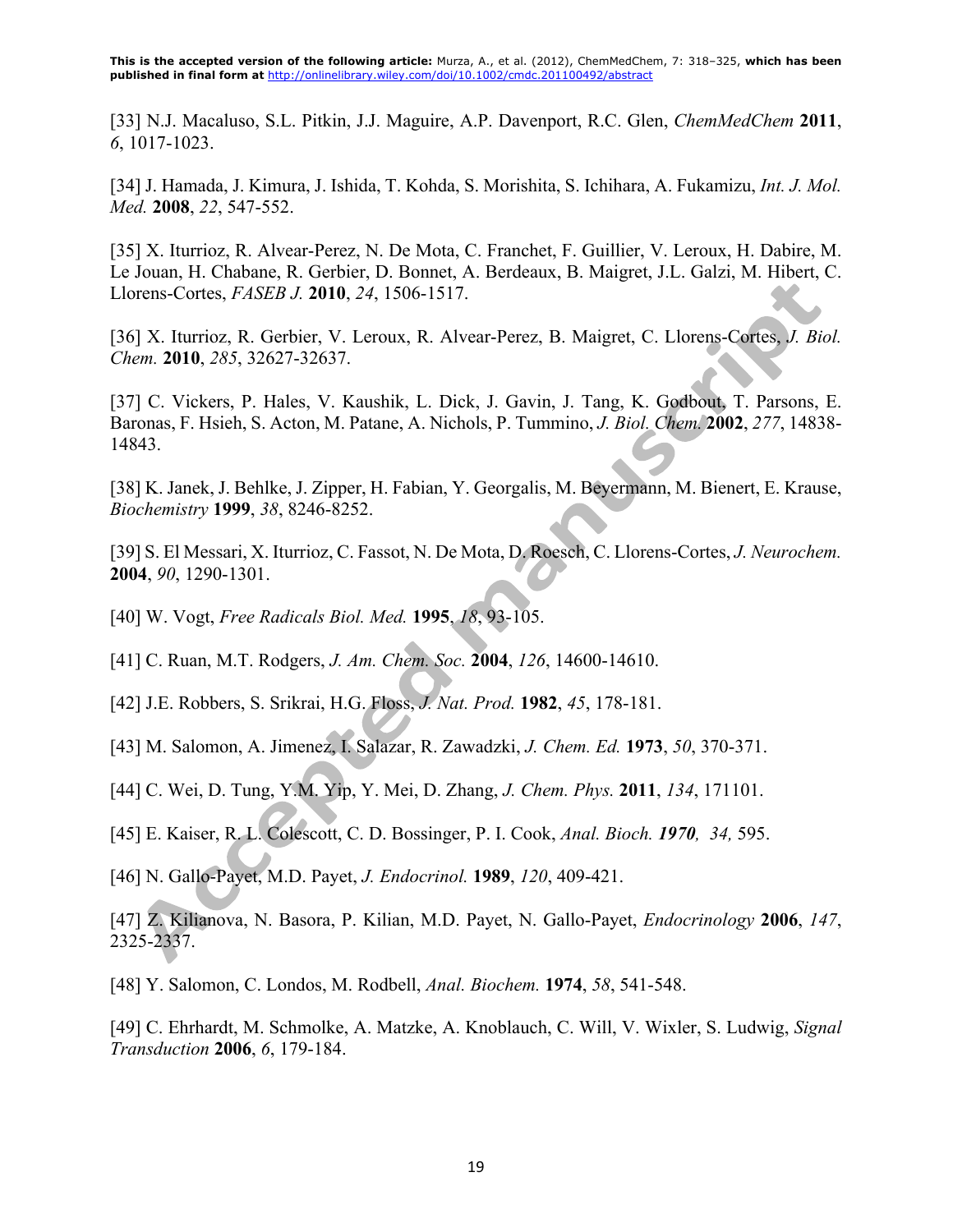[33] N.J. Macaluso, S.L. Pitkin, J.J. Maguire, A.P. Davenport, R.C. Glen, *ChemMedChem* **2011**, *6*, 1017-1023.

[34] J. Hamada, J. Kimura, J. Ishida, T. Kohda, S. Morishita, S. Ichihara, A. Fukamizu, *Int. J. Mol. Med.* **2008**, *22*, 547-552.

[35] X. Iturrioz, R. Alvear-Perez, N. De Mota, C. Franchet, F. Guillier, V. Leroux, H. Dabire, M. Le Jouan, H. Chabane, R. Gerbier, D. Bonnet, A. Berdeaux, B. Maigret, J.L. Galzi, M. Hibert, C. Llorens-Cortes, *FASEB J.* **2010**, *24*, 1506-1517.

[36] X. Iturrioz, R. Gerbier, V. Leroux, R. Alvear-Perez, B. Maigret, C. Llorens-Cortes, *J. Biol. Chem.* **2010**, *285*, 32627-32637.

[37] C. Vickers, P. Hales, V. Kaushik, L. Dick, J. Gavin, J. Tang, K. Godbout, T. Parsons, E. Baronas, F. Hsieh, S. Acton, M. Patane, A. Nichols, P. Tummino, *J. Biol. Chem.* **2002**, *277*, 14838-14843.

[38] K. Janek, J. Behlke, J. Zipper, H. Fabian, Y. Georgalis, M. Beyermann, M. Bienert, E. Krause, *Biochemistry* **1999**, *38*, 8246-8252.

[39] S. El Messari, X. Iturrioz, C. Fassot, N. De Mota, D. Roesch, C. Llorens-Cortes, *J. Neurochem.* **2004**, *90*, 1290-1301.

[40] W. Vogt, *Free Radicals Biol. Med.* **1995**, *18*, 93-105.

[41] C. Ruan, M.T. Rodgers, *J. Am. Chem. Soc.* **2004**, *126*, 14600-14610.

[42] J.E. Robbers, S. Srikrai, H.G. Floss, *J. Nat. Prod.* **1982**, *45*, 178-181.

[43] M. Salomon, A. Jimenez, I. Salazar, R. Zawadzki, *J. Chem. Ed.* **1973**, *50*, 370-371.

[44] C. Wei, D. Tung, Y.M. Yip, Y. Mei, D. Zhang, *J. Chem. Phys.* **2011**, *134*, 171101.

[45] E. Kaiser, R. L. Colescott, C. D. Bossinger, P. I. Cook, *Anal. Bioch.* ***1970****, 34,* 595.

[46] N. Gallo-Payet, M.D. Payet, *J. Endocrinol.* **1989**, *120*, 409-421.

[47] Z. Kilianova, N. Basora, P. Kilian, M.D. Payet, N. Gallo-Payet, *Endocrinology* **2006**, *147*, 2325-2337.

[48] Y. Salomon, C. Londos, M. Rodbell, *Anal. Biochem.* **1974**, *58*, 541-548.

[49] C. Ehrhardt, M. Schmolke, A. Matzke, A. Knoblauch, C. Will, V. Wixler, S. Ludwig, *Signal Transduction* **2006**, *6*, 179-184.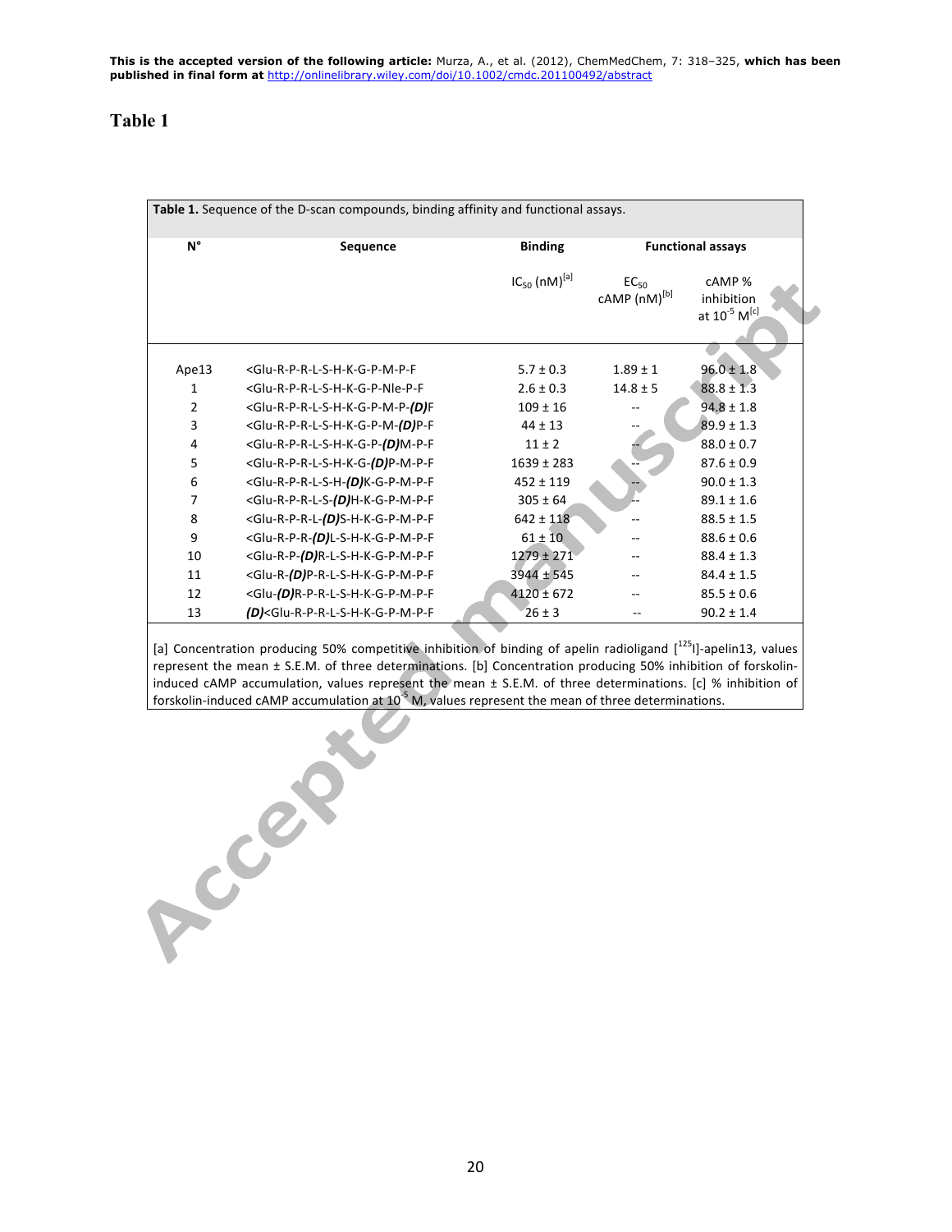This is the accepted version of the following article: Murza, A., et al. (2012), ChemMedChem, 7: 318–325, which has been published in final form at http://onlinelibrary.wiley.com/doi/10.1002/cmdc.201100492/abstract

# Table 1

**Table 1.** Sequence of the D-scan compounds, binding affinity and functional assays.

| N° | Sequence | Binding | Functional assays | |
|---|---|---|---|---|
| | | $IC_{50}$ (nM)[a] | $EC_{50}$ cAMP (nM)[b] | cAMP % inhibition at $10^{-5}$ M[c] |
| Ape13 | <Glu-R-P-R-L-S-H-K-G-P-M-P-F | 5.7 ± 0.3 | 1.89 ± 1 | 96.0 ± 1.8 |
| 1 | <Glu-R-P-R-L-S-H-K-G-P-Nle-P-F | 2.6 ± 0.3 | 14.8 ± 5 | 88.8 ± 1.3 |
| 2 | <Glu-R-P-R-L-S-H-K-G-P-M-P-***(D)***F | 109 ± 16 | -- | 94.8 ± 1.8 |
| 3 | <Glu-R-P-R-L-S-H-K-G-P-M-***(D)***P-F | 44 ± 13 | -- | 89.9 ± 1.3 |
| 4 | <Glu-R-P-R-L-S-H-K-G-P-***(D)***M-P-F | 11 ± 2 | -- | 88.0 ± 0.7 |
| 5 | <Glu-R-P-R-L-S-H-K-G-***(D)***P-M-P-F | 1639 ± 283 | -- | 87.6 ± 0.9 |
| 6 | <Glu-R-P-R-L-S-H-***(D)***K-G-P-M-P-F | 452 ± 119 | -- | 90.0 ± 1.3 |
| 7 | <Glu-R-P-R-L-S-***(D)***H-K-G-P-M-P-F | 305 ± 64 | -- | 89.1 ± 1.6 |
| 8 | <Glu-R-P-R-L-***(D)***S-H-K-G-P-M-P-F | 642 ± 118 | -- | 88.5 ± 1.5 |
| 9 | <Glu-R-P-R-***(D)***L-S-H-K-G-P-M-P-F | 61 ± 10 | -- | 88.6 ± 0.6 |
| 10 | <Glu-R-P-***(D)***R-L-S-H-K-G-P-M-P-F | 1279 ± 271 | -- | 88.4 ± 1.3 |
| 11 | <Glu-R-***(D)***P-R-L-S-H-K-G-P-M-P-F | 3944 ± 545 | -- | 84.4 ± 1.5 |
| 12 | <Glu-***(D)***R-P-R-L-S-H-K-G-P-M-P-F | 4120 ± 672 | -- | 85.5 ± 0.6 |
| 13 | ***(D)***<Glu-R-P-R-L-S-H-K-G-P-M-P-F | 26 ± 3 | -- | 90.2 ± 1.4 |

[a] Concentration producing 50% competitive inhibition of binding of apelin radioligand [$^{125}$I]-apelin13, values represent the mean ± S.E.M. of three determinations. [b] Concentration producing 50% inhibition of forskolin-induced cAMP accumulation, values represent the mean ± S.E.M. of three determinations. [c] % inhibition of forskolin-induced cAMP accumulation at $10^{-5}$ M, values represent the mean of three determinations.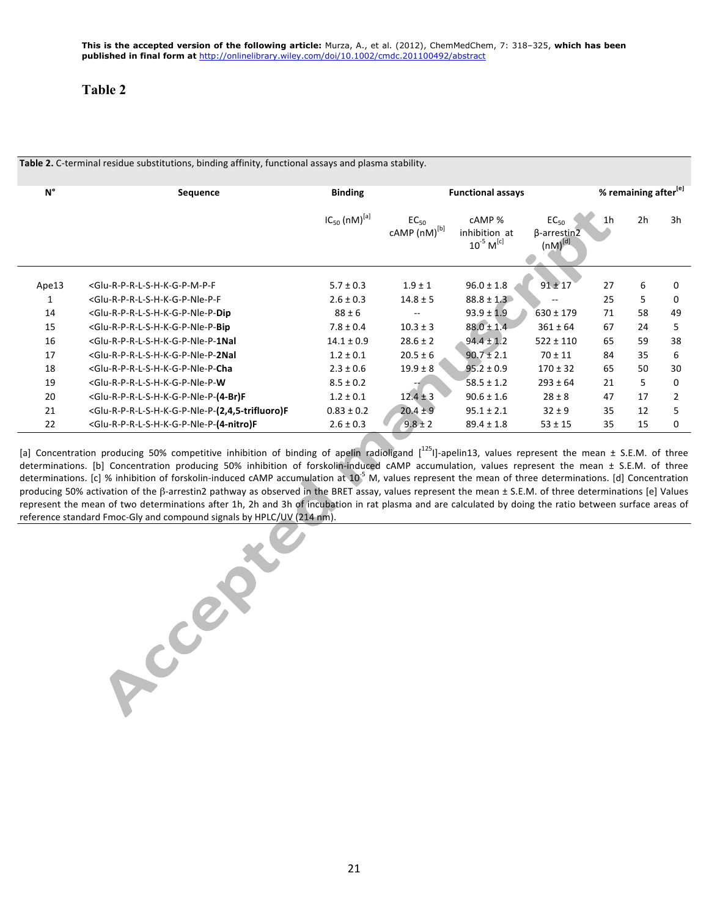This is the accepted version of the following article: Murza, A., et al. (2012), ChemMedChem, 7: 318–325, which has been published in final form at http://onlinelibrary.wiley.com/doi/10.1002/cmdc.201100492/abstract

# Table 2

**Table 2.** C-terminal residue substitutions, binding affinity, functional assays and plasma stability.

| N° | Sequence | Binding | Functional assays | | | % remaining after[e] | | |
|---|---|---|---|---|---|---|---|---|
| | | $IC_{50}$ (nM)[a] | $EC_{50}$ cAMP (nM)[b] | cAMP % inhibition at $10^{-5}$ M[c] | $EC_{50}$ β-arrestin2 (nM)[d] | 1h | 2h | 3h |
| Ape13 | <Glu-R-P-R-L-S-H-K-G-P-M-P-F | 5.7 ± 0.3 | 1.9 ± 1 | 96.0 ± 1.8 | 91 ± 17 | 27 | 6 | 0 |
| 1 | <Glu-R-P-R-L-S-H-K-G-P-Nle-P-F | 2.6 ± 0.3 | 14.8 ± 5 | 88.8 ± 1.3 | -- | 25 | 5 | 0 |
| 14 | <Glu-R-P-R-L-S-H-K-G-P-Nle-P-**Dip** | 88 ± 6 | -- | 93.9 ± 1.9 | 630 ± 179 | 71 | 58 | 49 |
| 15 | <Glu-R-P-R-L-S-H-K-G-P-Nle-P-**Bip** | 7.8 ± 0.4 | 10.3 ± 3 | 88.0 ± 1.4 | 361 ± 64 | 67 | 24 | 5 |
| 16 | <Glu-R-P-R-L-S-H-K-G-P-Nle-P-**1Nal** | 14.1 ± 0.9 | 28.6 ± 2 | 94.4 ± 1.2 | 522 ± 110 | 65 | 59 | 38 |
| 17 | <Glu-R-P-R-L-S-H-K-G-P-Nle-P-**2Nal** | 1.2 ± 0.1 | 20.5 ± 6 | 90.7 ± 2.1 | 70 ± 11 | 84 | 35 | 6 |
| 18 | <Glu-R-P-R-L-S-H-K-G-P-Nle-P-**Cha** | 2.3 ± 0.6 | 19.9 ± 8 | 95.2 ± 0.9 | 170 ± 32 | 65 | 50 | 30 |
| 19 | <Glu-R-P-R-L-S-H-K-G-P-Nle-P-**W** | 8.5 ± 0.2 | -- | 58.5 ± 1.2 | 293 ± 64 | 21 | 5 | 0 |
| 20 | <Glu-R-P-R-L-S-H-K-G-P-Nle-P-**(4-Br)F** | 1.2 ± 0.1 | 12.4 ± 3 | 90.6 ± 1.6 | 28 ± 8 | 47 | 17 | 2 |
| 21 | <Glu-R-P-R-L-S-H-K-G-P-Nle-P-**(2,4,5-trifluoro)F** | 0.83 ± 0.2 | 20.4 ± 9 | 95.1 ± 2.1 | 32 ± 9 | 35 | 12 | 5 |
| 22 | <Glu-R-P-R-L-S-H-K-G-P-Nle-P-**(4-nitro)F** | 2.6 ± 0.3 | 9.8 ± 2 | 89.4 ± 1.8 | 53 ± 15 | 35 | 15 | 0 |

[a] Concentration producing 50% competitive inhibition of binding of apelin radioligand [$^{125}$I]-apelin13, values represent the mean ± S.E.M. of three determinations. [b] Concentration producing 50% inhibition of forskolin-induced cAMP accumulation, values represent the mean ± S.E.M. of three determinations. [c] % inhibition of forskolin-induced cAMP accumulation at $10^{-5}$ M, values represent the mean of three determinations. [d] Concentration producing 50% activation of the β-arrestin2 pathway as observed in the BRET assay, values represent the mean ± S.E.M. of three determinations [e] Values represent the mean of two determinations after 1h, 2h and 3h of incubation in rat plasma and are calculated by doing the ratio between surface areas of reference standard Fmoc-Gly and compound signals by HPLC/UV (214 nm).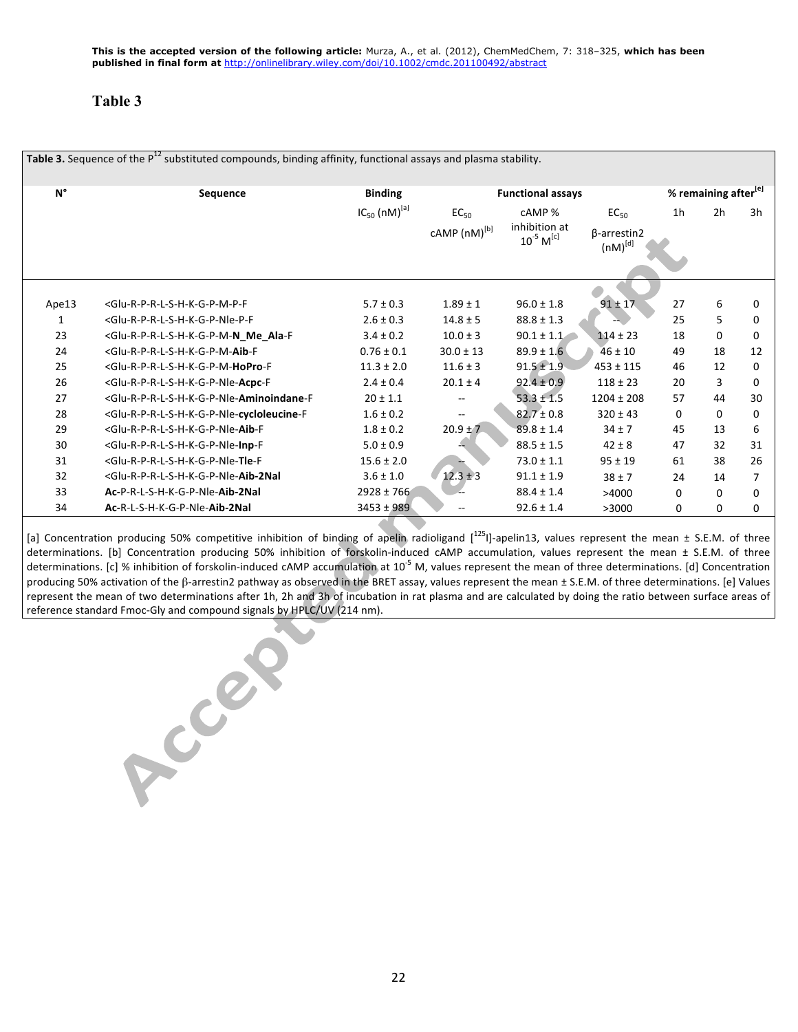This is the accepted version of the following article: Murza, A., et al. (2012), ChemMedChem, 7: 318–325, which has been published in final form at http://onlinelibrary.wiley.com/doi/10.1002/cmdc.201100492/abstract

# Table 3

**Table 3.** Sequence of the $P^{12}$ substituted compounds, binding affinity, functional assays and plasma stability.

| N° | Sequence | Binding | Functional assays | | | % remaining after[e] | | |
|---|---|---|---|---|---|---|---|---|
| | | $IC_{50}$ (nM)[a] | $EC_{50}$ cAMP (nM)[b] | cAMP % inhibition at $10^{-5}$ M[c] | $EC_{50}$ β-arrestin2 (nM)[d] | 1h | 2h | 3h |
| Ape13 | <Glu-R-P-R-L-S-H-K-G-P-M-P-F | 5.7 ± 0.3 | 1.89 ± 1 | 96.0 ± 1.8 | 91 ± 17 | 27 | 6 | 0 |
| 1 | <Glu-R-P-R-L-S-H-K-G-P-Nle-P-F | 2.6 ± 0.3 | 14.8 ± 5 | 88.8 ± 1.3 | -- | 25 | 5 | 0 |
| 23 | <Glu-R-P-R-L-S-H-K-G-P-M-**N_Me_Ala**-F | 3.4 ± 0.2 | 10.0 ± 3 | 90.1 ± 1.1 | 114 ± 23 | 18 | 0 | 0 |
| 24 | <Glu-R-P-R-L-S-H-K-G-P-M-**Aib**-F | 0.76 ± 0.1 | 30.0 ± 13 | 89.9 ± 1.6 | 46 ± 10 | 49 | 18 | 12 |
| 25 | <Glu-R-P-R-L-S-H-K-G-P-M-**HoPro**-F | 11.3 ± 2.0 | 11.6 ± 3 | 91.5 ± 1.9 | 453 ± 115 | 46 | 12 | 0 |
| 26 | <Glu-R-P-R-L-S-H-K-G-P-Nle-**Acpc**-F | 2.4 ± 0.4 | 20.1 ± 4 | 92.4 ± 0.9 | 118 ± 23 | 20 | 3 | 0 |
| 27 | <Glu-R-P-R-L-S-H-K-G-P-Nle-**Aminoindane**-F | 20 ± 1.1 | -- | 53.3 ± 1.5 | 1204 ± 208 | 57 | 44 | 30 |
| 28 | <Glu-R-P-R-L-S-H-K-G-P-Nle-**cycloleucine**-F | 1.6 ± 0.2 | -- | 82.7 ± 0.8 | 320 ± 43 | 0 | 0 | 0 |
| 29 | <Glu-R-P-R-L-S-H-K-G-P-Nle-**Aib**-F | 1.8 ± 0.2 | 20.9 ± 7 | 89.8 ± 1.4 | 34 ± 7 | 45 | 13 | 6 |
| 30 | <Glu-R-P-R-L-S-H-K-G-P-Nle-**Inp**-F | 5.0 ± 0.9 | -- | 88.5 ± 1.5 | 42 ± 8 | 47 | 32 | 31 |
| 31 | <Glu-R-P-R-L-S-H-K-G-P-Nle-**Tle**-F | 15.6 ± 2.0 | -- | 73.0 ± 1.1 | 95 ± 19 | 61 | 38 | 26 |
| 32 | <Glu-R-P-R-L-S-H-K-G-P-Nle-**Aib-2Nal** | 3.6 ± 1.0 | 12.3 ± 3 | 91.1 ± 1.9 | 38 ± 7 | 24 | 14 | 7 |
| 33 | **Ac**-P-R-L-S-H-K-G-P-Nle-**Aib-2Nal** | 2928 ± 766 | -- | 88.4 ± 1.4 | >4000 | 0 | 0 | 0 |
| 34 | **Ac**-R-L-S-H-K-G-P-Nle-**Aib-2Nal** | 3453 ± 989 | -- | 92.6 ± 1.4 | >3000 | 0 | 0 | 0 |

[a] Concentration producing 50% competitive inhibition of binding of apelin radioligand [$^{125}$I]-apelin13, values represent the mean ± S.E.M. of three determinations. [b] Concentration producing 50% inhibition of forskolin-induced cAMP accumulation, values represent the mean ± S.E.M. of three determinations. [c] % inhibition of forskolin-induced cAMP accumulation at $10^{-5}$ M, values represent the mean of three determinations. [d] Concentration producing 50% activation of the β-arrestin2 pathway as observed in the BRET assay, values represent the mean ± S.E.M. of three determinations. [e] Values represent the mean of two determinations after 1h, 2h and 3h of incubation in rat plasma and are calculated by doing the ratio between surface areas of reference standard Fmoc-Gly and compound signals by HPLC/UV (214 nm).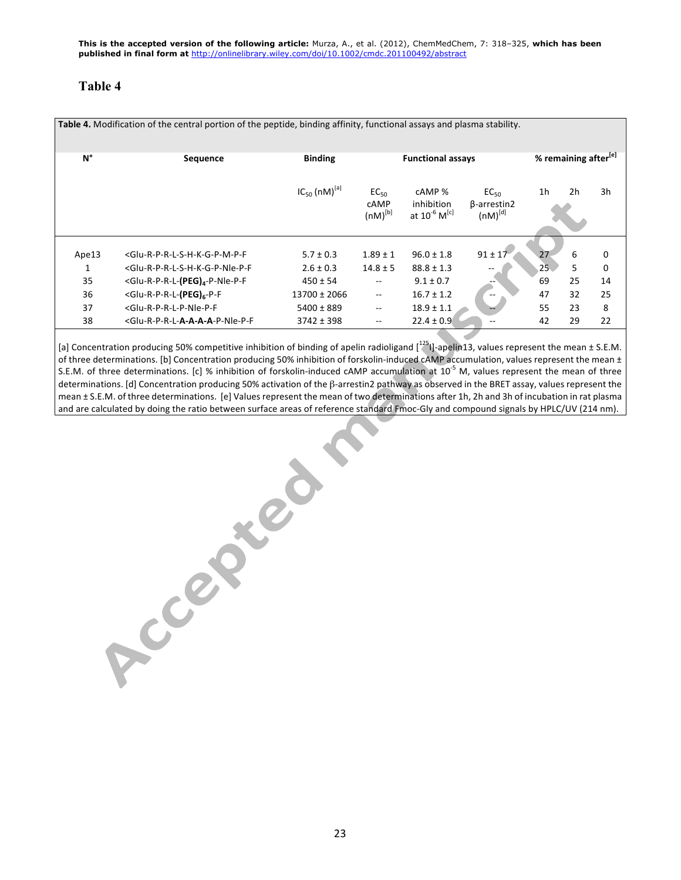**This is the accepted version of the following article:** Murza, A., et al. (2012), ChemMedChem, 7: 318–325, **which has been published in final form at** http://onlinelibrary.wiley.com/doi/10.1002/cmdc.201100492/abstract

# Table 4

**Table 4.** Modification of the central portion of the peptide, binding affinity, functional assays and plasma stability.

| N° | Sequence | Binding | Functional assays | | | % remaining after[e] | | |
|---|---|---|---|---|---|---|---|---|
| | | $IC_{50}$ (nM)[a] | $EC_{50}$ cAMP (nM)[b] | cAMP % inhibition at $10^{-6}$ M[c] | $EC_{50}$ β-arrestin2 (nM)[d] | 1h | 2h | 3h |
| Ape13 | <Glu-R-P-R-L-S-H-K-G-P-M-P-F | 5.7 ± 0.3 | 1.89 ± 1 | 96.0 ± 1.8 | 91 ± 17 | 27 | 6 | 0 |
| 1 | <Glu-R-P-R-L-S-H-K-G-P-Nle-P-F | 2.6 ± 0.3 | 14.8 ± 5 | 88.8 ± 1.3 | -- | 25 | 5 | 0 |
| 35 | <Glu-R-P-R-L-**(PEG)$_4$**-P-Nle-P-F | 450 ± 54 | -- | 9.1 ± 0.7 | -- | 69 | 25 | 14 |
| 36 | <Glu-R-P-R-L-**(PEG)$_6$**-P-F | 13700 ± 2066 | -- | 16.7 ± 1.2 | -- | 47 | 32 | 25 |
| 37 | <Glu-R-P-R-L-P-Nle-P-F | 5400 ± 889 | -- | 18.9 ± 1.1 | -- | 55 | 23 | 8 |
| 38 | <Glu-R-P-R-L-**A-A-A-A**-P-Nle-P-F | 3742 ± 398 | -- | 22.4 ± 0.9 | -- | 42 | 29 | 22 |

[a] Concentration producing 50% competitive inhibition of binding of apelin radioligand [$^{125}$I]-apelin13, values represent the mean ± S.E.M. of three determinations. [b] Concentration producing 50% inhibition of forskolin-induced cAMP accumulation, values represent the mean ± S.E.M. of three determinations. [c] % inhibition of forskolin-induced cAMP accumulation at $10^{-5}$ M, values represent the mean of three determinations. [d] Concentration producing 50% activation of the β-arrestin2 pathway as observed in the BRET assay, values represent the mean ± S.E.M. of three determinations. [e] Values represent the mean of two determinations after 1h, 2h and 3h of incubation in rat plasma and are calculated by doing the ratio between surface areas of reference standard Fmoc-Gly and compound signals by HPLC/UV (214 nm).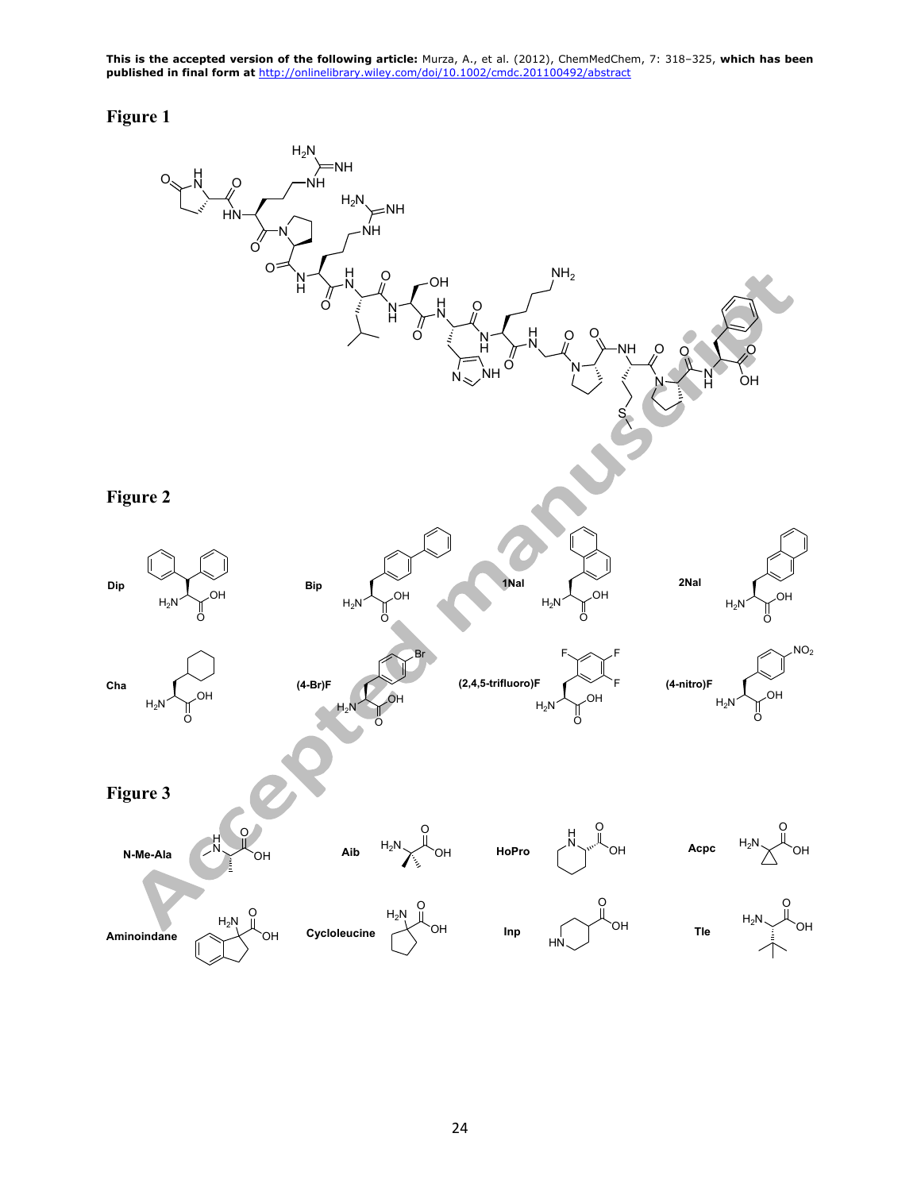**This is the accepted version of the following article:** Murza, A., et al. (2012), ChemMedChem, 7: 318–325, **which has been published in final form at** http://onlinelibrary.wiley.com/doi/10.1002/cmdc.201100492/abstract

# Figure 1

# Figure 2

**Dip**

**Bip**

**1Nal**

**2Nal**

**Cha**

**(4-Br)F**

**(2,4,5-trifluoro)F**

**(4-nitro)F**

# Figure 3

**N-Me-Ala**

**Aib**

**HoPro**

**Acpc**

**Aminoindane**

**Cycloleucine**

**Inp**

**Tle**